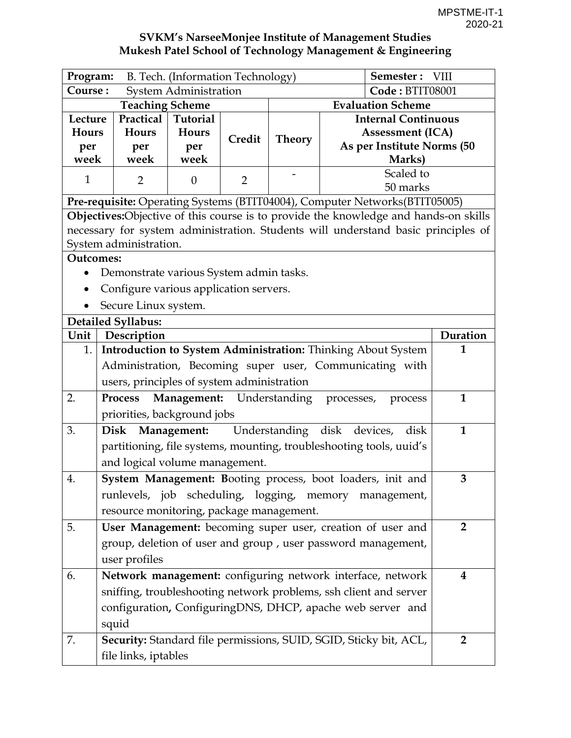MPSTME-IT-1
2020-21

# SVKM's NarseeMonjee Institute of Management Studies
## Mukesh Patel School of Technology Management & Engineering

| **Program:** B. Tech. (Information Technology) | | | | | **Semester :** VIII |
|---|---|---|---|---|---|
| **Course :** System Administration | | | | | **Code :** BTIT08001 |
| **Teaching Scheme** | | | | **Evaluation Scheme** | |
| **Lecture Hours per week** | **Practical Hours per week** | **Tutorial Hours per week** | **Credit** | **Theory** | **Internal Continuous Assessment (ICA) As per Institute Norms (50 Marks)** |
| 1 | 2 | 0 | 2 | - | Scaled to 50 marks |

**Pre-requisite:** Operating Systems (BTIT04004), Computer Networks(BTIT05005)

**Objectives:**Objective of this course is to provide the knowledge and hands-on skills necessary for system administration. Students will understand basic principles of System administration.

**Outcomes:**

- Demonstrate various System admin tasks.
- Configure various application servers.
- Secure Linux system.

**Detailed Syllabus:**

| Unit | Description | Duration |
|---|---|---|
| 1. | **Introduction to System Administration:** Thinking About System Administration, Becoming super user, Communicating with users, principles of system administration | 1 |
| 2. | **Process Management:** Understanding processes, process priorities, background jobs | 1 |
| 3. | **Disk Management:** Understanding disk devices, disk partitioning, file systems, mounting, troubleshooting tools, uuid's and logical volume management. | 1 |
| 4. | **System Management: B**ooting process, boot loaders, init and runlevels, job scheduling, logging, memory management, resource monitoring, package management. | 3 |
| 5. | **User Management:** becoming super user, creation of user and group, deletion of user and group , user password management, user profiles | 2 |
| 6. | **Network management:** configuring network interface, network sniffing, troubleshooting network problems, ssh client and server configuration**,** ConfiguringDNS, DHCP, apache web server and squid | 4 |
| 7. | **Security:** Standard file permissions, SUID, SGID, Sticky bit, ACL, file links, iptables | 2 |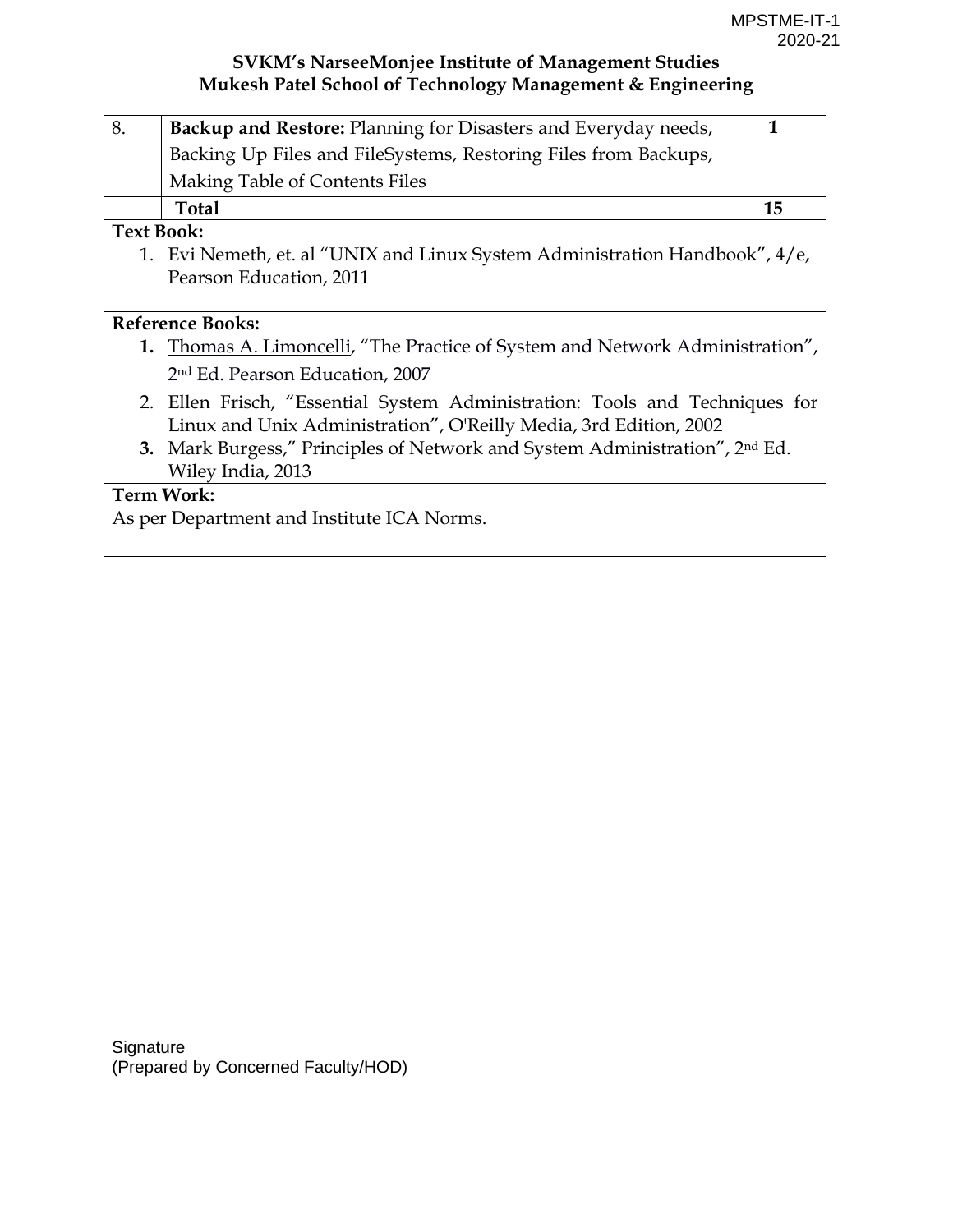| 8. | **Backup and Restore:** Planning for Disasters and Everyday needs, Backing Up Files and FileSystems, Restoring Files from Backups, Making Table of Contents Files | **1** |
|---|---|---|
| | **Total** | **15** |

**Text Book:**

1. Evi Nemeth, et. al "UNIX and Linux System Administration Handbook", 4/e, Pearson Education, 2011

**Reference Books:**

1. Thomas A. Limoncelli, "The Practice of System and Network Administration", 2nd Ed. Pearson Education, 2007
2. Ellen Frisch, "Essential System Administration: Tools and Techniques for Linux and Unix Administration", O'Reilly Media, 3rd Edition, 2002
3. Mark Burgess," Principles of Network and System Administration", 2nd Ed. Wiley India, 2013

**Term Work:**

As per Department and Institute ICA Norms.

Signature
(Prepared by Concerned Faculty/HOD)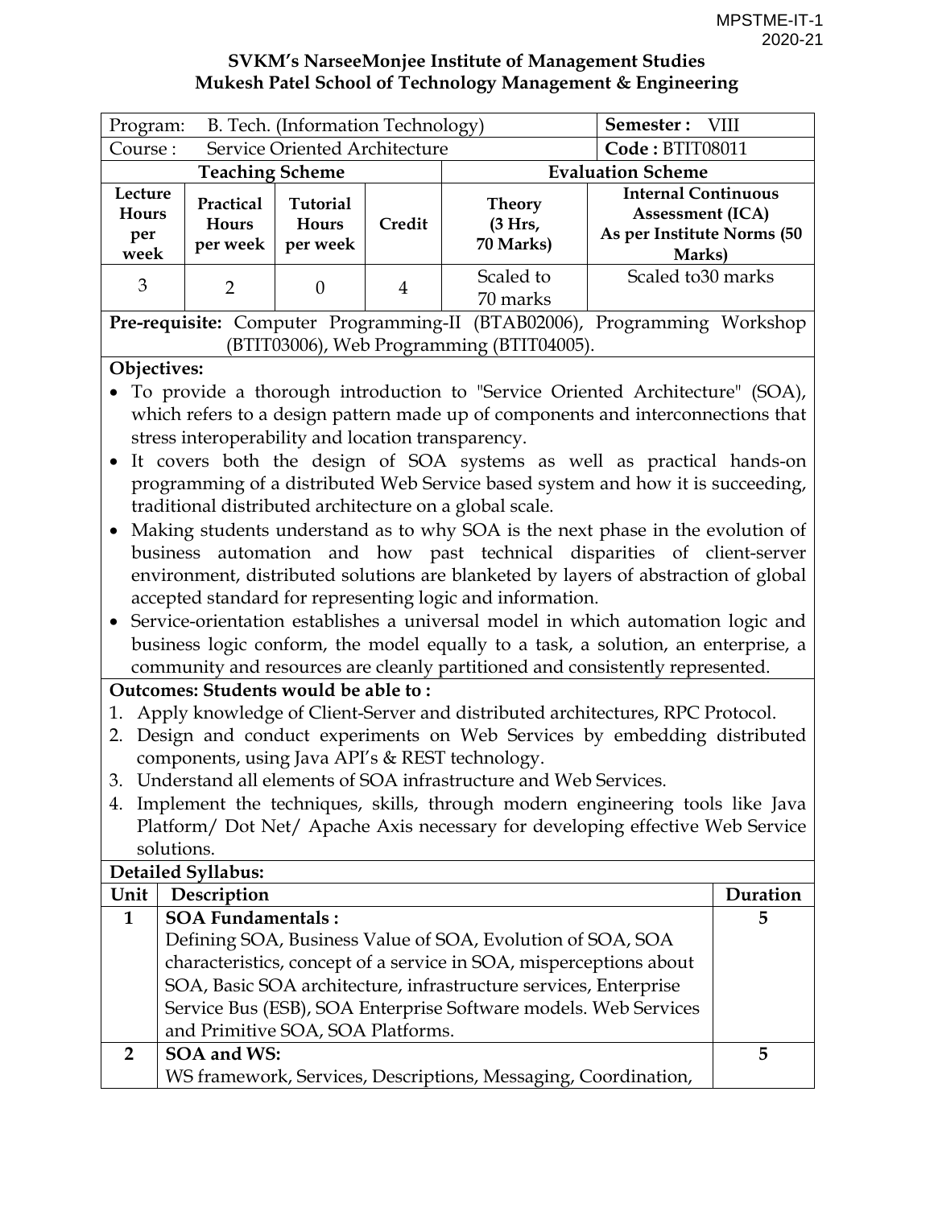MPSTME-IT-1
2020-21

**SVKM's NarseeMonjee Institute of Management Studies**
**Mukesh Patel School of Technology Management & Engineering**

| Program: B. Tech. (Information Technology) | | | | | **Semester :** VIII |
|---|---|---|---|---|---|
| Course : Service Oriented Architecture | | | | | **Code :** BTIT08011 |
| **Teaching Scheme** | | | | **Evaluation Scheme** | |
| **Lecture Hours per week** | **Practical Hours per week** | **Tutorial Hours per week** | **Credit** | **Theory (3 Hrs, 70 Marks)** | **Internal Continuous Assessment (ICA) As per Institute Norms (50 Marks)** |
| 3 | 2 | 0 | 4 | Scaled to 70 marks | Scaled to30 marks |

**Pre-requisite:** Computer Programming-II (BTAB02006), Programming Workshop (BTIT03006), Web Programming (BTIT04005).

**Objectives:**

- To provide a thorough introduction to "Service Oriented Architecture" (SOA), which refers to a design pattern made up of components and interconnections that stress interoperability and location transparency.
- It covers both the design of SOA systems as well as practical hands-on programming of a distributed Web Service based system and how it is succeeding, traditional distributed architecture on a global scale.
- Making students understand as to why SOA is the next phase in the evolution of business automation and how past technical disparities of client-server environment, distributed solutions are blanketed by layers of abstraction of global accepted standard for representing logic and information.
- Service-orientation establishes a universal model in which automation logic and business logic conform, the model equally to a task, a solution, an enterprise, a community and resources are cleanly partitioned and consistently represented.

**Outcomes: Students would be able to :**

1. Apply knowledge of Client-Server and distributed architectures, RPC Protocol.
2. Design and conduct experiments on Web Services by embedding distributed components, using Java API's & REST technology.
3. Understand all elements of SOA infrastructure and Web Services.
4. Implement the techniques, skills, through modern engineering tools like Java Platform/ Dot Net/ Apache Axis necessary for developing effective Web Service solutions.

**Detailed Syllabus:**

| Unit | Description | Duration |
|---|---|---|
| **1** | **SOA Fundamentals :** Defining SOA, Business Value of SOA, Evolution of SOA, SOA characteristics, concept of a service in SOA, misperceptions about SOA, Basic SOA architecture, infrastructure services, Enterprise Service Bus (ESB), SOA Enterprise Software models. Web Services and Primitive SOA, SOA Platforms. | **5** |
| **2** | **SOA and WS:** WS framework, Services, Descriptions, Messaging, Coordination, | **5** |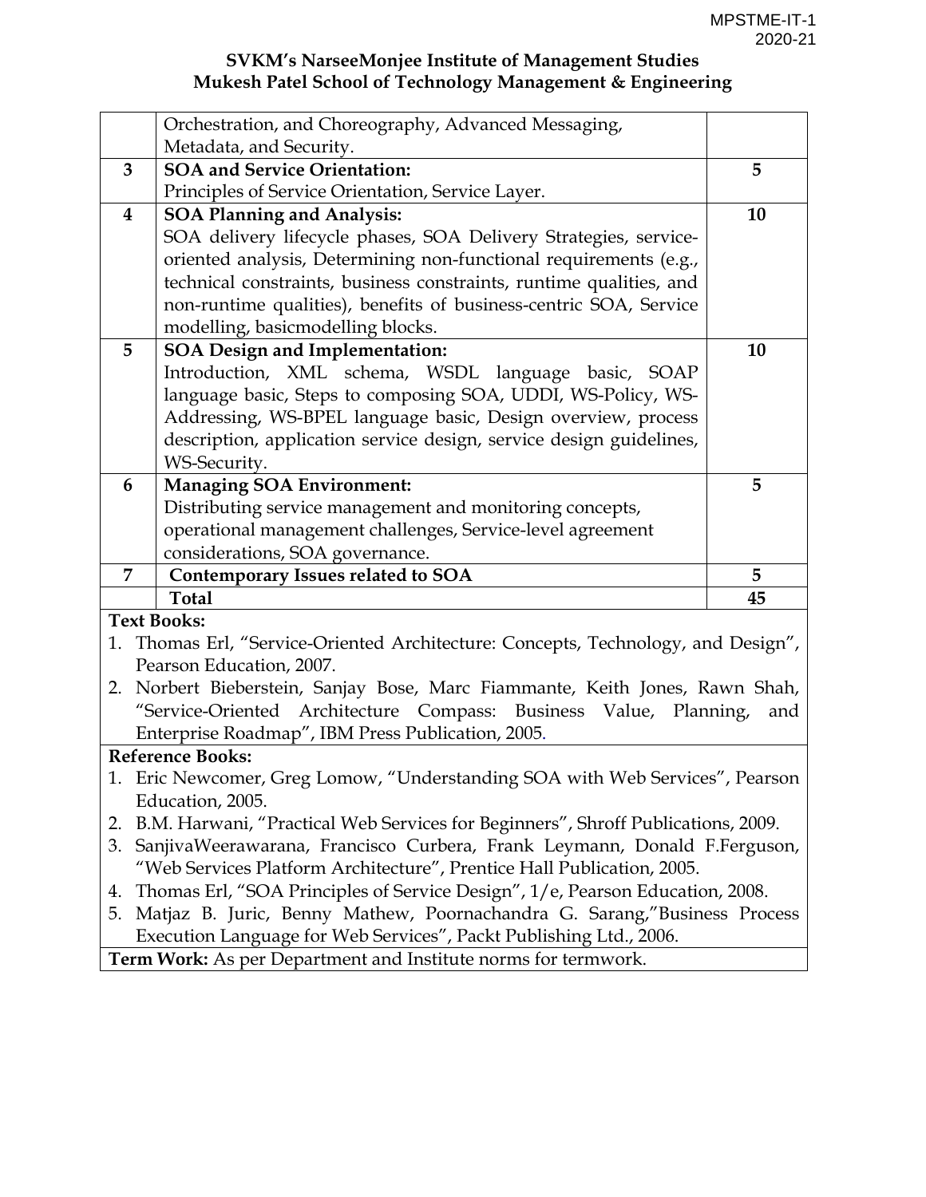**SVKM's NarseeMonjee Institute of Management Studies**
**Mukesh Patel School of Technology Management & Engineering**

| | | |
|---|---|---|
| | Orchestration, and Choreography, Advanced Messaging, Metadata, and Security. | |
| **3** | **SOA and Service Orientation:** Principles of Service Orientation, Service Layer. | **5** |
| **4** | **SOA Planning and Analysis:** SOA delivery lifecycle phases, SOA Delivery Strategies, service-oriented analysis, Determining non-functional requirements (e.g., technical constraints, business constraints, runtime qualities, and non-runtime qualities), benefits of business-centric SOA, Service modelling, basicmodelling blocks. | **10** |
| **5** | **SOA Design and Implementation:** Introduction, XML schema, WSDL language basic, SOAP language basic, Steps to composing SOA, UDDI, WS-Policy, WS-Addressing, WS-BPEL language basic, Design overview, process description, application service design, service design guidelines, WS-Security. | **10** |
| **6** | **Managing SOA Environment:** Distributing service management and monitoring concepts, operational management challenges, Service-level agreement considerations, SOA governance. | **5** |
| **7** | **Contemporary Issues related to SOA** | **5** |
| | **Total** | **45** |

**Text Books:**

1. Thomas Erl, "Service-Oriented Architecture: Concepts, Technology, and Design", Pearson Education, 2007.
2. Norbert Bieberstein, Sanjay Bose, Marc Fiammante, Keith Jones, Rawn Shah, "Service-Oriented Architecture Compass: Business Value, Planning, and Enterprise Roadmap", IBM Press Publication, 2005.

**Reference Books:**

1. Eric Newcomer, Greg Lomow, "Understanding SOA with Web Services", Pearson Education, 2005.
2. B.M. Harwani, "Practical Web Services for Beginners", Shroff Publications, 2009.
3. SanjivaWeerawarana, Francisco Curbera, Frank Leymann, Donald F.Ferguson, "Web Services Platform Architecture", Prentice Hall Publication, 2005.
4. Thomas Erl, "SOA Principles of Service Design", 1/e, Pearson Education, 2008.
5. Matjaz B. Juric, Benny Mathew, Poornachandra G. Sarang,"Business Process Execution Language for Web Services", Packt Publishing Ltd., 2006.

**Term Work:** As per Department and Institute norms for termwork.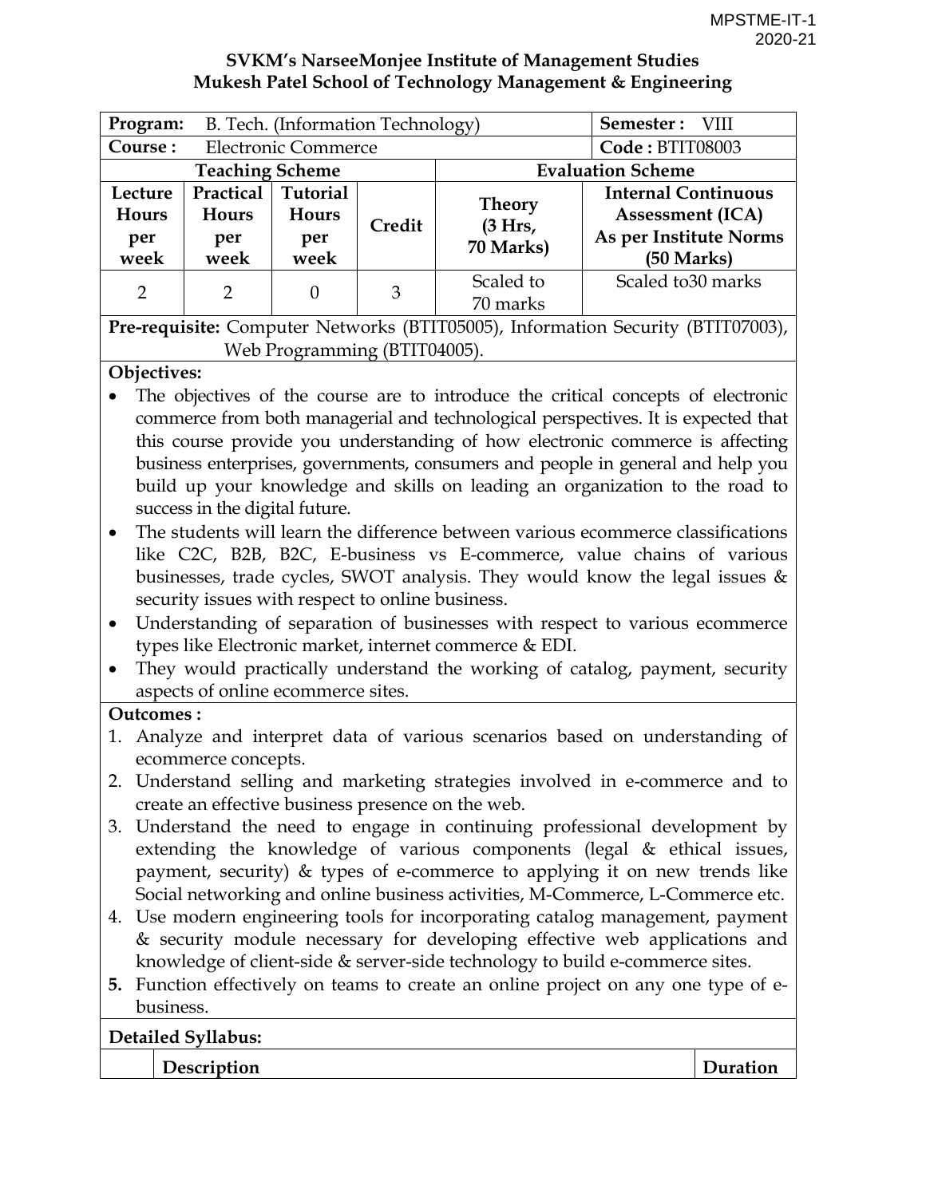MPSTME-IT-1
2020-21

**SVKM's NarseeMonjee Institute of Management Studies**
**Mukesh Patel School of Technology Management & Engineering**

| **Program:** B. Tech. (Information Technology) | | | | **Semester :** VIII | |
|---|---|---|---|---|---|
| **Course :** Electronic Commerce | | | | **Code :** BTIT08003 | |
| **Teaching Scheme** | | | | **Evaluation Scheme** | |
| **Lecture Hours per week** | **Practical Hours per week** | **Tutorial Hours per week** | **Credit** | **Theory (3 Hrs, 70 Marks)** | **Internal Continuous Assessment (ICA) As per Institute Norms (50 Marks)** |
| 2 | 2 | 0 | 3 | Scaled to 70 marks | Scaled to30 marks |

**Pre-requisite:** Computer Networks (BTIT05005), Information Security (BTIT07003), Web Programming (BTIT04005).

**Objectives:**

- The objectives of the course are to introduce the critical concepts of electronic commerce from both managerial and technological perspectives. It is expected that this course provide you understanding of how electronic commerce is affecting business enterprises, governments, consumers and people in general and help you build up your knowledge and skills on leading an organization to the road to success in the digital future.
- The students will learn the difference between various ecommerce classifications like C2C, B2B, B2C, E-business vs E-commerce, value chains of various businesses, trade cycles, SWOT analysis. They would know the legal issues & security issues with respect to online business.
- Understanding of separation of businesses with respect to various ecommerce types like Electronic market, internet commerce & EDI.
- They would practically understand the working of catalog, payment, security aspects of online ecommerce sites.

**Outcomes :**

1. Analyze and interpret data of various scenarios based on understanding of ecommerce concepts.
2. Understand selling and marketing strategies involved in e-commerce and to create an effective business presence on the web.
3. Understand the need to engage in continuing professional development by extending the knowledge of various components (legal & ethical issues, payment, security) & types of e-commerce to applying it on new trends like Social networking and online business activities, M-Commerce, L-Commerce etc.
4. Use modern engineering tools for incorporating catalog management, payment & security module necessary for developing effective web applications and knowledge of client-side & server-side technology to build e-commerce sites.
5. Function effectively on teams to create an online project on any one type of e-business.

**Detailed Syllabus:**

| | **Description** | **Duration** |
|---|---|---|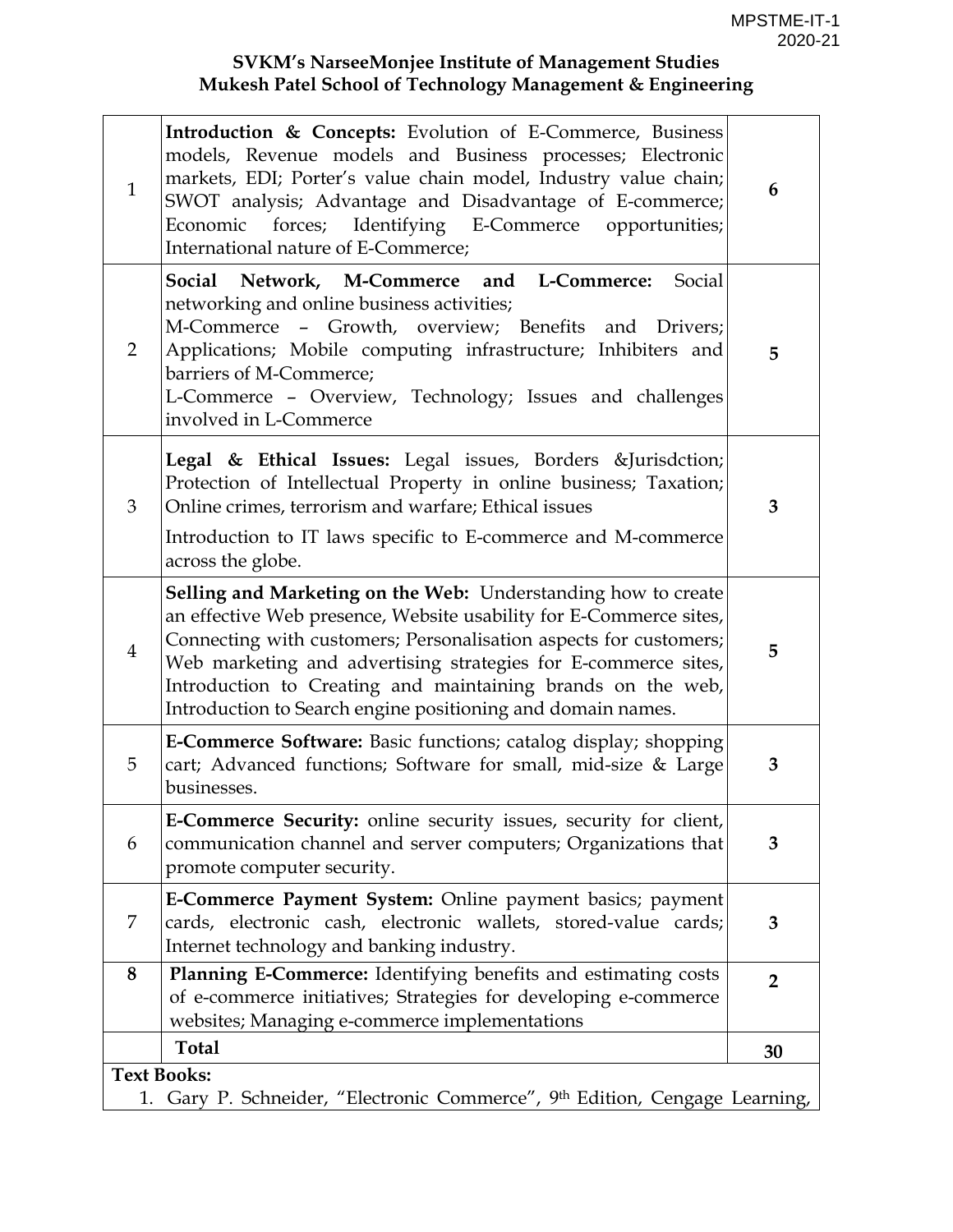**SVKM's NarseeMonjee Institute of Management Studies**
**Mukesh Patel School of Technology Management & Engineering**

| | | |
|---|---|---|
| 1 | **Introduction & Concepts:** Evolution of E-Commerce, Business models, Revenue models and Business processes; Electronic markets, EDI; Porter's value chain model, Industry value chain; SWOT analysis; Advantage and Disadvantage of E-commerce; Economic forces; Identifying E-Commerce opportunities; International nature of E-Commerce; | **6** |
| 2 | **Social Network, M-Commerce and L-Commerce:** Social networking and online business activities;<br>M-Commerce – Growth, overview; Benefits and Drivers; Applications; Mobile computing infrastructure; Inhibiters and barriers of M-Commerce;<br>L-Commerce – Overview, Technology; Issues and challenges involved in L-Commerce | **5** |
| 3 | **Legal & Ethical Issues:** Legal issues, Borders &Jurisdction; Protection of Intellectual Property in online business; Taxation; Online crimes, terrorism and warfare; Ethical issues<br>Introduction to IT laws specific to E-commerce and M-commerce across the globe. | **3** |
| 4 | **Selling and Marketing on the Web:** Understanding how to create an effective Web presence, Website usability for E-Commerce sites, Connecting with customers; Personalisation aspects for customers; Web marketing and advertising strategies for E-commerce sites, Introduction to Creating and maintaining brands on the web, Introduction to Search engine positioning and domain names. | **5** |
| 5 | **E-Commerce Software:** Basic functions; catalog display; shopping cart; Advanced functions; Software for small, mid-size & Large businesses. | **3** |
| 6 | **E-Commerce Security:** online security issues, security for client, communication channel and server computers; Organizations that promote computer security. | **3** |
| 7 | **E-Commerce Payment System:** Online payment basics; payment cards, electronic cash, electronic wallets, stored-value cards; Internet technology and banking industry. | **3** |
| **8** | **Planning E-Commerce:** Identifying benefits and estimating costs of e-commerce initiatives; Strategies for developing e-commerce websites; Managing e-commerce implementations | **2** |
| | **Total** | **30** |

**Text Books:**

1. Gary P. Schneider, "Electronic Commerce", 9th Edition, Cengage Learning,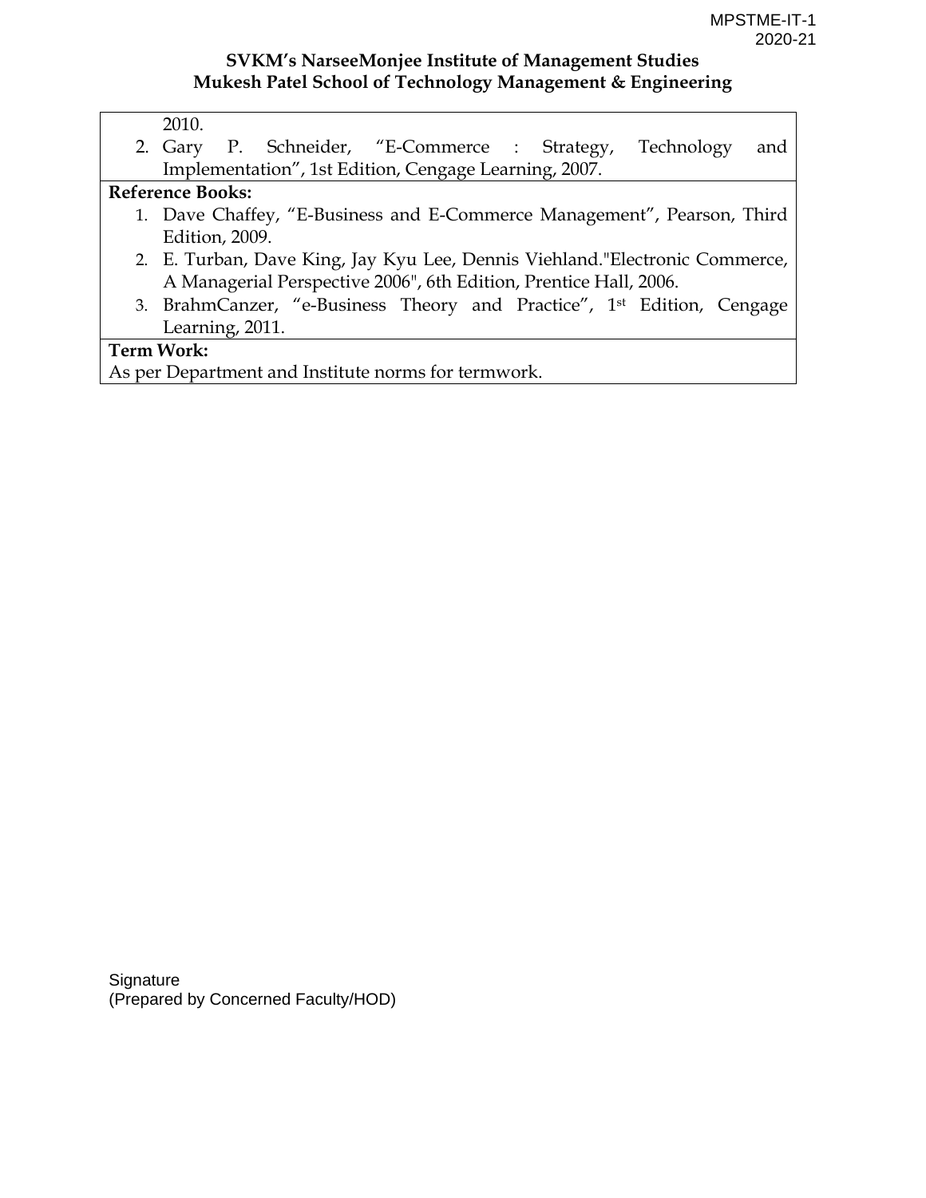2010.

2. Gary P. Schneider, "E-Commerce : Strategy, Technology and Implementation", 1st Edition, Cengage Learning, 2007.

**Reference Books:**

1. Dave Chaffey, "E-Business and E-Commerce Management", Pearson, Third Edition, 2009.
2. E. Turban, Dave King, Jay Kyu Lee, Dennis Viehland."Electronic Commerce, A Managerial Perspective 2006", 6th Edition, Prentice Hall, 2006.
3. BrahmCanzer, "e-Business Theory and Practice", 1st Edition, Cengage Learning, 2011.

**Term Work:**

As per Department and Institute norms for termwork.

Signature
(Prepared by Concerned Faculty/HOD)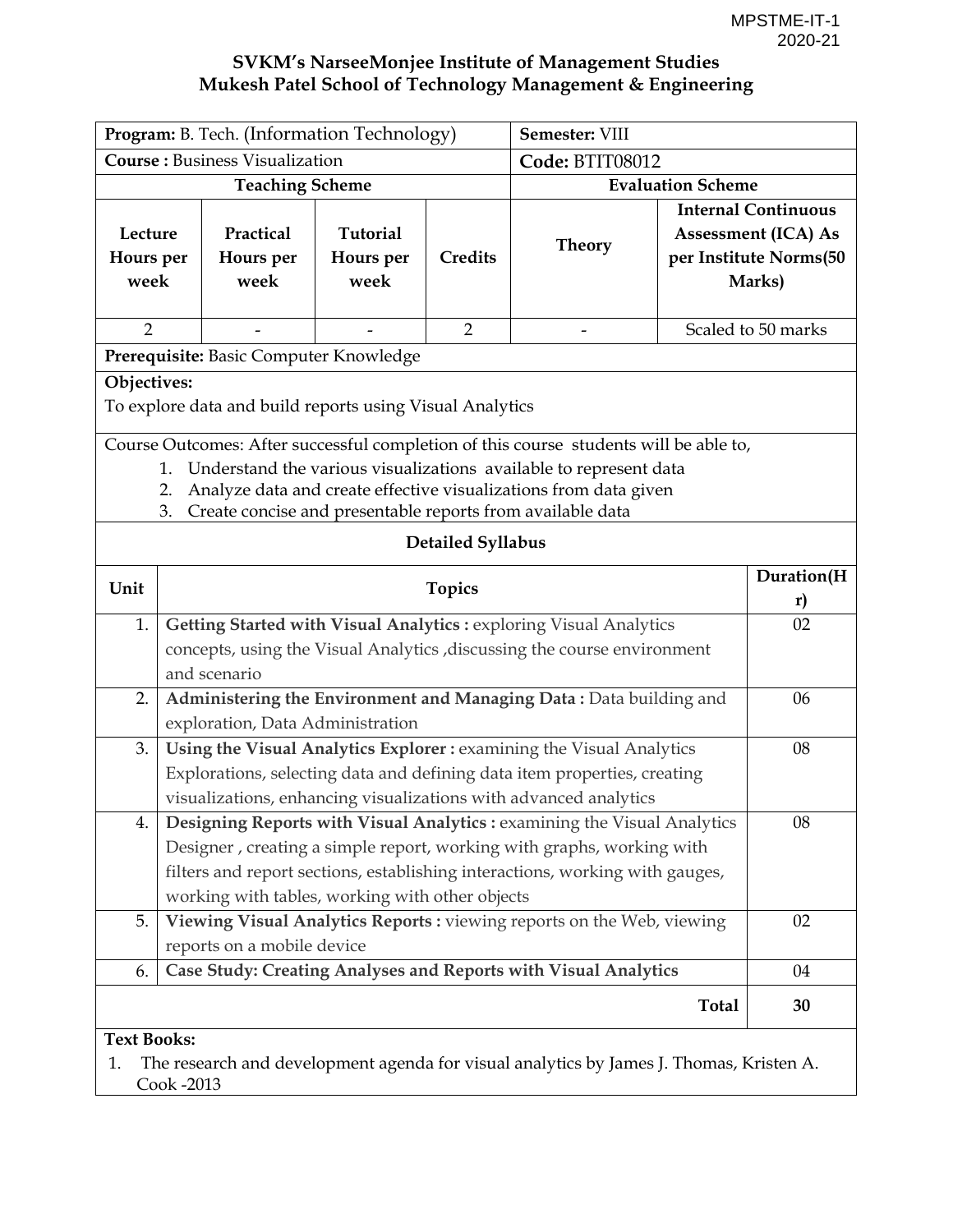MPSTME-IT-1
2020-21

**SVKM's NarseeMonjee Institute of Management Studies**
**Mukesh Patel School of Technology Management & Engineering**

| **Program:** B. Tech. (Information Technology) | | | | **Semester:** VIII | |
|---|---|---|---|---|---|
| **Course :** Business Visualization | | | | **Code:** BTIT08012 | |
| **Teaching Scheme** | | | | **Evaluation Scheme** | |
| **Lecture Hours per week** | **Practical Hours per week** | **Tutorial Hours per week** | **Credits** | **Theory** | **Internal Continuous Assessment (ICA) As per Institute Norms(50 Marks)** |
| 2 | - | - | 2 | - | Scaled to 50 marks |

**Prerequisite:** Basic Computer Knowledge

**Objectives:**

To explore data and build reports using Visual Analytics

Course Outcomes: After successful completion of this course students will be able to,

1. Understand the various visualizations available to represent data
2. Analyze data and create effective visualizations from data given
3. Create concise and presentable reports from available data

**Detailed Syllabus**

| Unit | Topics | Duration(Hr) |
|---|---|---|
| 1. | **Getting Started with Visual Analytics :** exploring Visual Analytics concepts, using the Visual Analytics ,discussing the course environment and scenario | 02 |
| 2. | **Administering the Environment and Managing Data :** Data building and exploration, Data Administration | 06 |
| 3. | **Using the Visual Analytics Explorer :** examining the Visual Analytics Explorations, selecting data and defining data item properties, creating visualizations, enhancing visualizations with advanced analytics | 08 |
| 4. | **Designing Reports with Visual Analytics :** examining the Visual Analytics Designer , creating a simple report, working with graphs, working with filters and report sections, establishing interactions, working with gauges, working with tables, working with other objects | 08 |
| 5. | **Viewing Visual Analytics Reports :** viewing reports on the Web, viewing reports on a mobile device | 02 |
| 6. | **Case Study: Creating Analyses and Reports with Visual Analytics** | 04 |
| | **Total** | **30** |

**Text Books:**

1. The research and development agenda for visual analytics by James J. Thomas, Kristen A. Cook -2013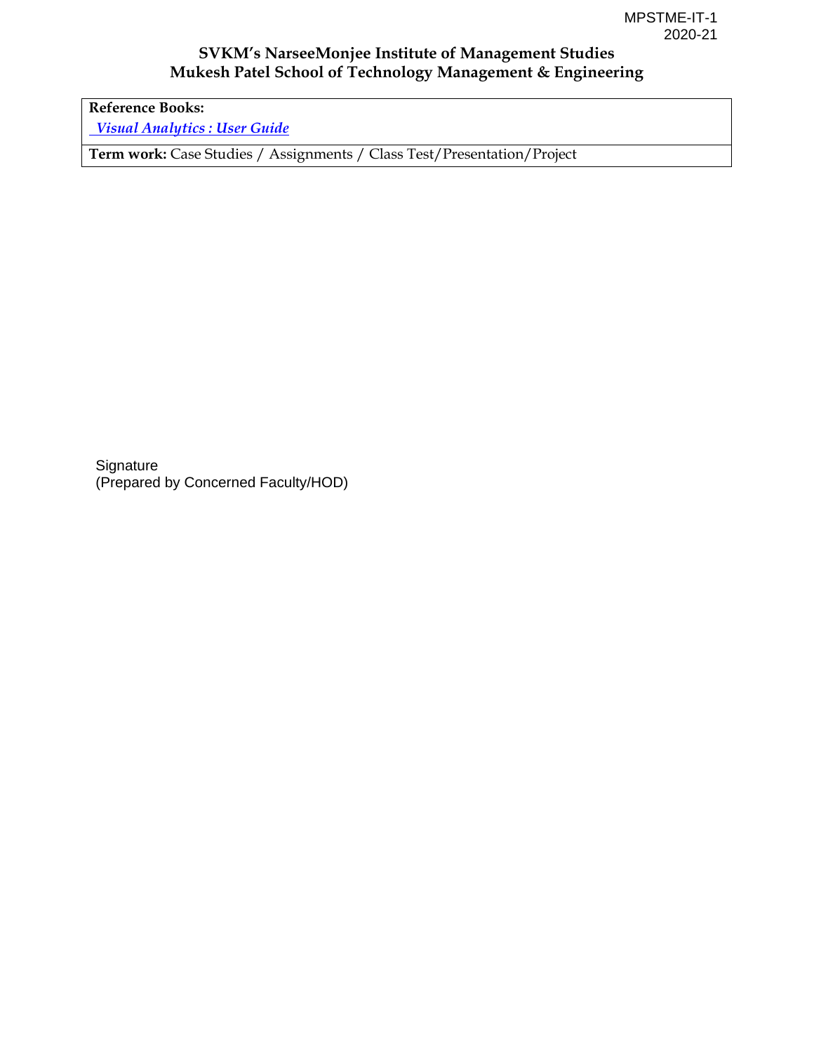| **Reference Books:** <br> *Visual Analytics : User Guide* |
| --- |
| **Term work:** Case Studies / Assignments / Class Test/Presentation/Project |

Signature
(Prepared by Concerned Faculty/HOD)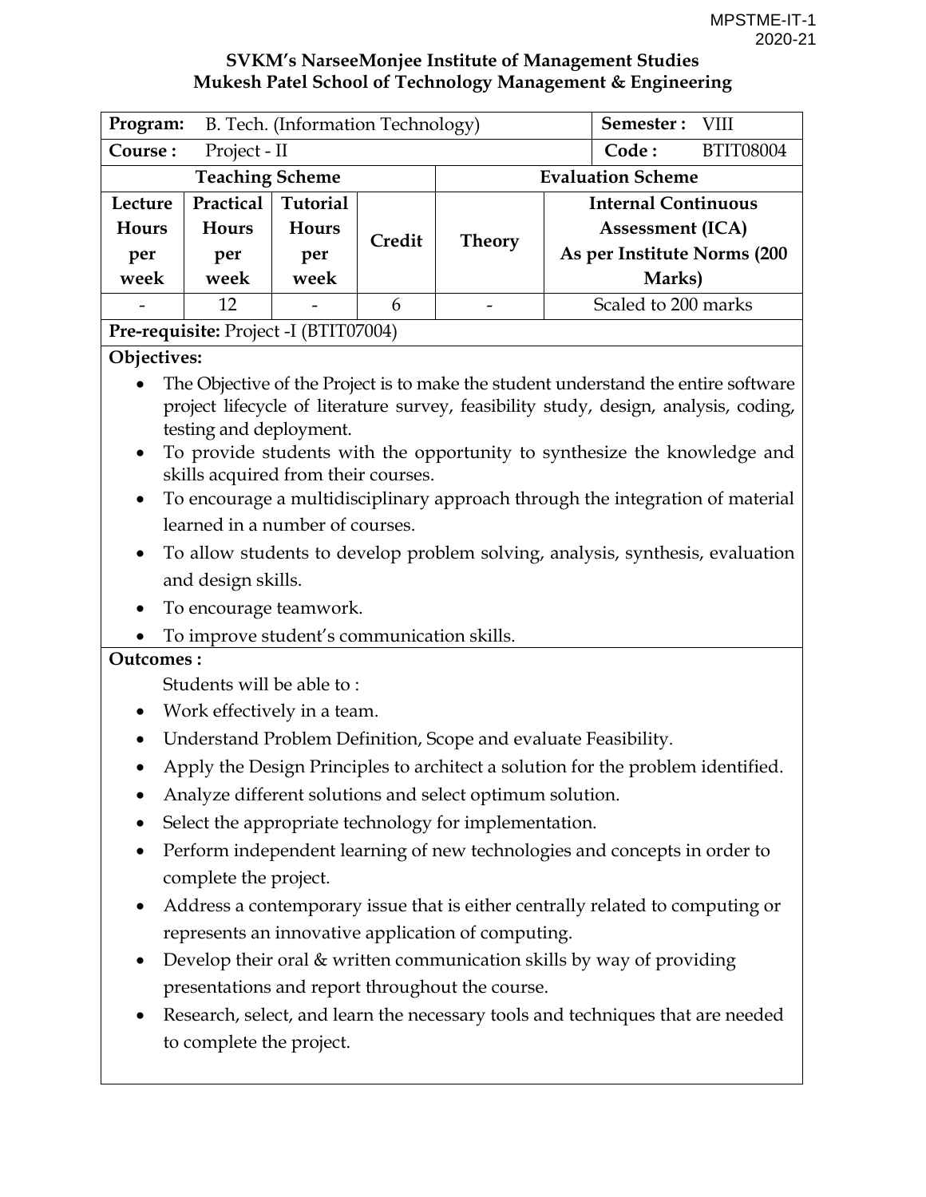**SVKM's NarseeMonjee Institute of Management Studies**
**Mukesh Patel School of Technology Management & Engineering**

| **Program:** B. Tech. (Information Technology) | | | | | **Semester :** VIII |
|---|---|---|---|---|---|
| **Course :** Project - II | | | | | **Code :** BTIT08004 |
| **Teaching Scheme** | | | | **Evaluation Scheme** | |
| **Lecture Hours per week** | **Practical Hours per week** | **Tutorial Hours per week** | **Credit** | **Theory** | **Internal Continuous Assessment (ICA) As per Institute Norms (200 Marks)** |
| - | 12 | - | 6 | - | Scaled to 200 marks |

**Pre-requisite:** Project -I (BTIT07004)

**Objectives:**

- The Objective of the Project is to make the student understand the entire software project lifecycle of literature survey, feasibility study, design, analysis, coding, testing and deployment.
- To provide students with the opportunity to synthesize the knowledge and skills acquired from their courses.
- To encourage a multidisciplinary approach through the integration of material learned in a number of courses.
- To allow students to develop problem solving, analysis, synthesis, evaluation and design skills.
- To encourage teamwork.
- To improve student's communication skills.

**Outcomes :**

Students will be able to :

- Work effectively in a team.
- Understand Problem Definition, Scope and evaluate Feasibility.
- Apply the Design Principles to architect a solution for the problem identified.
- Analyze different solutions and select optimum solution.
- Select the appropriate technology for implementation.
- Perform independent learning of new technologies and concepts in order to complete the project.
- Address a contemporary issue that is either centrally related to computing or represents an innovative application of computing.
- Develop their oral & written communication skills by way of providing presentations and report throughout the course.
- Research, select, and learn the necessary tools and techniques that are needed to complete the project.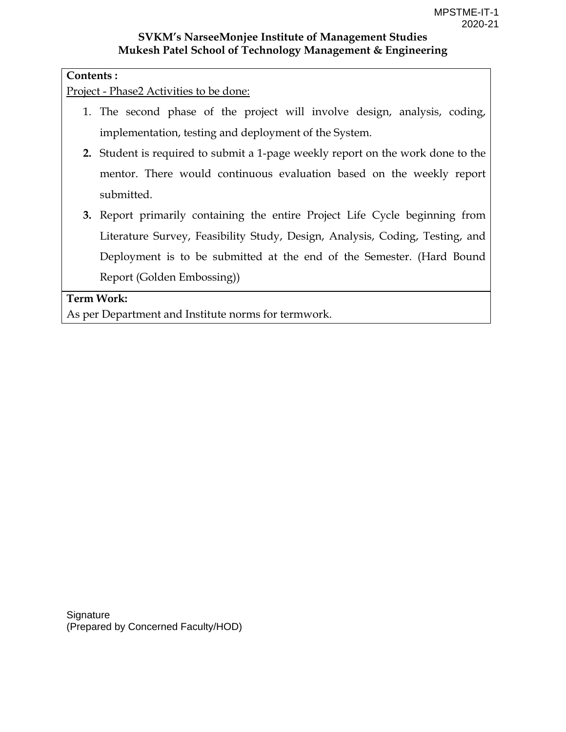**SVKM's NarseeMonjee Institute of Management Studies**
**Mukesh Patel School of Technology Management & Engineering**

**Contents :**

Project - Phase2 Activities to be done:

1. The second phase of the project will involve design, analysis, coding, implementation, testing and deployment of the System.
2. Student is required to submit a 1-page weekly report on the work done to the mentor. There would continuous evaluation based on the weekly report submitted.
3. Report primarily containing the entire Project Life Cycle beginning from Literature Survey, Feasibility Study, Design, Analysis, Coding, Testing, and Deployment is to be submitted at the end of the Semester. (Hard Bound Report (Golden Embossing))

**Term Work:**

As per Department and Institute norms for termwork.

Signature
(Prepared by Concerned Faculty/HOD)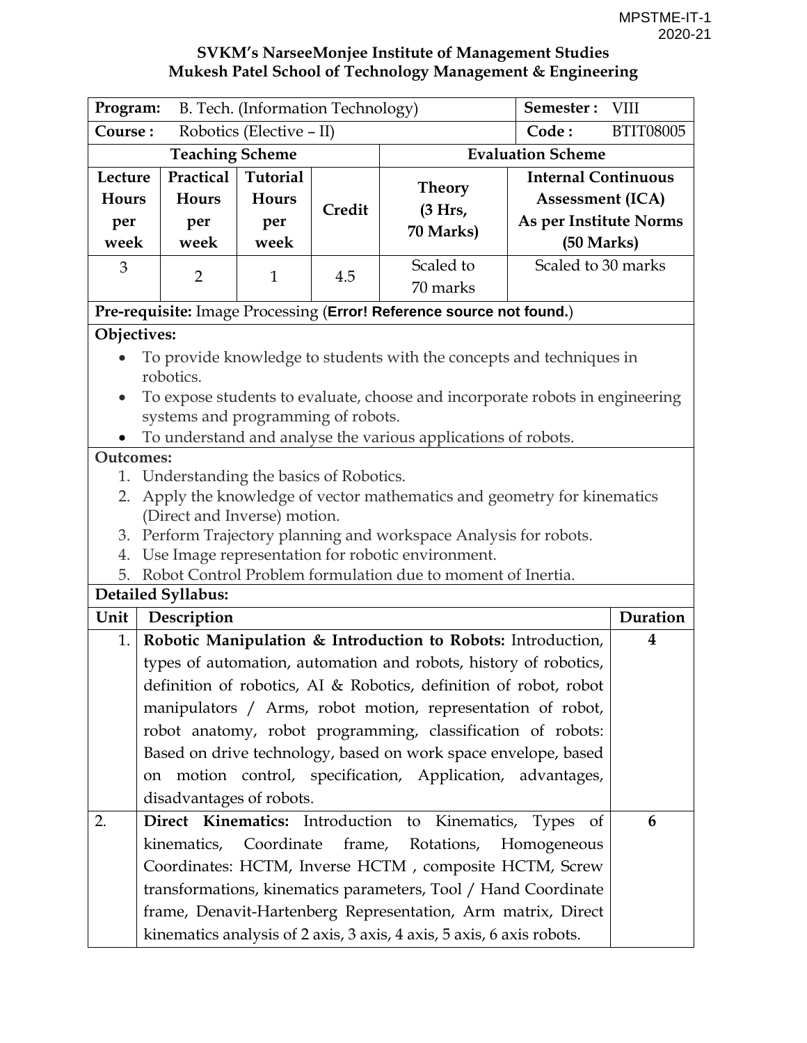MPSTME-IT-1
2020-21

**SVKM's NarseeMonjee Institute of Management Studies**
**Mukesh Patel School of Technology Management & Engineering**

| **Program:** B. Tech. (Information Technology) | | | | | **Semester :** VIII |
|---|---|---|---|---|---|
| **Course :** Robotics (Elective – II) | | | | | **Code :** BTIT08005 |
| **Teaching Scheme** | | | | **Evaluation Scheme** | |
| **Lecture Hours per week** | **Practical Hours per week** | **Tutorial Hours per week** | **Credit** | **Theory (3 Hrs, 70 Marks)** | **Internal Continuous Assessment (ICA) As per Institute Norms (50 Marks)** |
| 3 | 2 | 1 | 4.5 | Scaled to 70 marks | Scaled to 30 marks |

**Pre-requisite:** Image Processing (**Error! Reference source not found.**)

**Objectives:**

- To provide knowledge to students with the concepts and techniques in robotics.
- To expose students to evaluate, choose and incorporate robots in engineering systems and programming of robots.
- To understand and analyse the various applications of robots.

**Outcomes:**

1. Understanding the basics of Robotics.
2. Apply the knowledge of vector mathematics and geometry for kinematics (Direct and Inverse) motion.
3. Perform Trajectory planning and workspace Analysis for robots.
4. Use Image representation for robotic environment.
5. Robot Control Problem formulation due to moment of Inertia.

**Detailed Syllabus:**

| Unit | Description | Duration |
|---|---|---|
| 1. | **Robotic Manipulation & Introduction to Robots:** Introduction, types of automation, automation and robots, history of robotics, definition of robotics, AI & Robotics, definition of robot, robot manipulators / Arms, robot motion, representation of robot, robot anatomy, robot programming, classification of robots: Based on drive technology, based on work space envelope, based on motion control, specification, Application, advantages, disadvantages of robots. | **4** |
| 2. | **Direct Kinematics:** Introduction to Kinematics, Types of kinematics, Coordinate frame, Rotations, Homogeneous Coordinates: HCTM, Inverse HCTM , composite HCTM, Screw transformations, kinematics parameters, Tool / Hand Coordinate frame, Denavit-Hartenberg Representation, Arm matrix, Direct kinematics analysis of 2 axis, 3 axis, 4 axis, 5 axis, 6 axis robots. | **6** |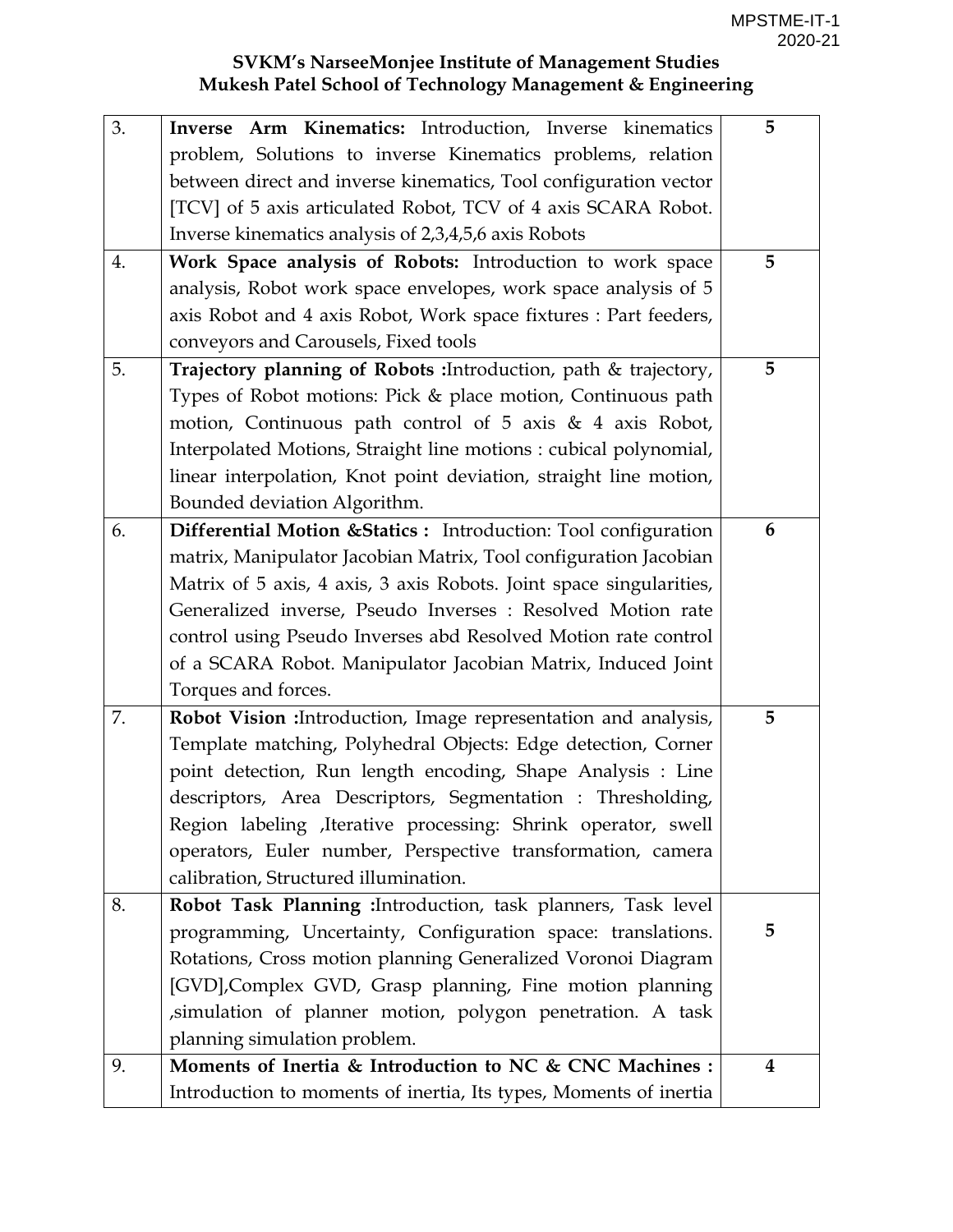| 3. | **Inverse Arm Kinematics:** Introduction, Inverse kinematics problem, Solutions to inverse Kinematics problems, relation between direct and inverse kinematics, Tool configuration vector [TCV] of 5 axis articulated Robot, TCV of 4 axis SCARA Robot. Inverse kinematics analysis of 2,3,4,5,6 axis Robots | **5** |
|---|---|---|
| 4. | **Work Space analysis of Robots:** Introduction to work space analysis, Robot work space envelopes, work space analysis of 5 axis Robot and 4 axis Robot, Work space fixtures : Part feeders, conveyors and Carousels, Fixed tools | **5** |
| 5. | **Trajectory planning of Robots :**Introduction, path & trajectory, Types of Robot motions: Pick & place motion, Continuous path motion, Continuous path control of 5 axis & 4 axis Robot, Interpolated Motions, Straight line motions : cubical polynomial, linear interpolation, Knot point deviation, straight line motion, Bounded deviation Algorithm. | **5** |
| 6. | **Differential Motion &Statics :** Introduction: Tool configuration matrix, Manipulator Jacobian Matrix, Tool configuration Jacobian Matrix of 5 axis, 4 axis, 3 axis Robots. Joint space singularities, Generalized inverse, Pseudo Inverses : Resolved Motion rate control using Pseudo Inverses abd Resolved Motion rate control of a SCARA Robot. Manipulator Jacobian Matrix, Induced Joint Torques and forces. | **6** |
| 7. | **Robot Vision :**Introduction, Image representation and analysis, Template matching, Polyhedral Objects: Edge detection, Corner point detection, Run length encoding, Shape Analysis : Line descriptors, Area Descriptors, Segmentation : Thresholding, Region labeling ,Iterative processing: Shrink operator, swell operators, Euler number, Perspective transformation, camera calibration, Structured illumination. | **5** |
| 8. | **Robot Task Planning :**Introduction, task planners, Task level programming, Uncertainty, Configuration space: translations. Rotations, Cross motion planning Generalized Voronoi Diagram [GVD],Complex GVD, Grasp planning, Fine motion planning ,simulation of planner motion, polygon penetration. A task planning simulation problem. | 5 |
| 9. | **Moments of Inertia & Introduction to NC & CNC Machines :** Introduction to moments of inertia, Its types, Moments of inertia | **4** |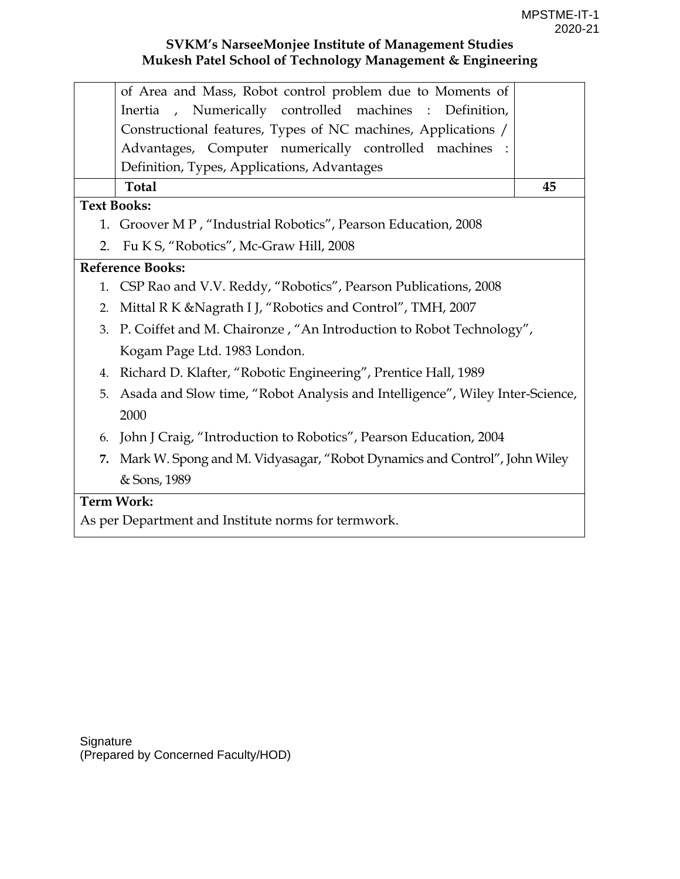| | | |
|---|---|---|
| | of Area and Mass, Robot control problem due to Moments of Inertia , Numerically controlled machines : Definition, Constructional features, Types of NC machines, Applications / Advantages, Computer numerically controlled machines : Definition, Types, Applications, Advantages | |
| | **Total** | **45** |

**Text Books:**

1. Groover M P , "Industrial Robotics", Pearson Education, 2008
2. Fu K S, "Robotics", Mc-Graw Hill, 2008

**Reference Books:**

1. CSP Rao and V.V. Reddy, "Robotics", Pearson Publications, 2008
2. Mittal R K &Nagrath I J, "Robotics and Control", TMH, 2007
3. P. Coiffet and M. Chaironze , "An Introduction to Robot Technology", Kogam Page Ltd. 1983 London.
4. Richard D. Klafter, "Robotic Engineering", Prentice Hall, 1989
5. Asada and Slow time, "Robot Analysis and Intelligence", Wiley Inter-Science, 2000
6. John J Craig, "Introduction to Robotics", Pearson Education, 2004
7. Mark W. Spong and M. Vidyasagar, "Robot Dynamics and Control", John Wiley & Sons, 1989

**Term Work:**

As per Department and Institute norms for termwork.

Signature
(Prepared by Concerned Faculty/HOD)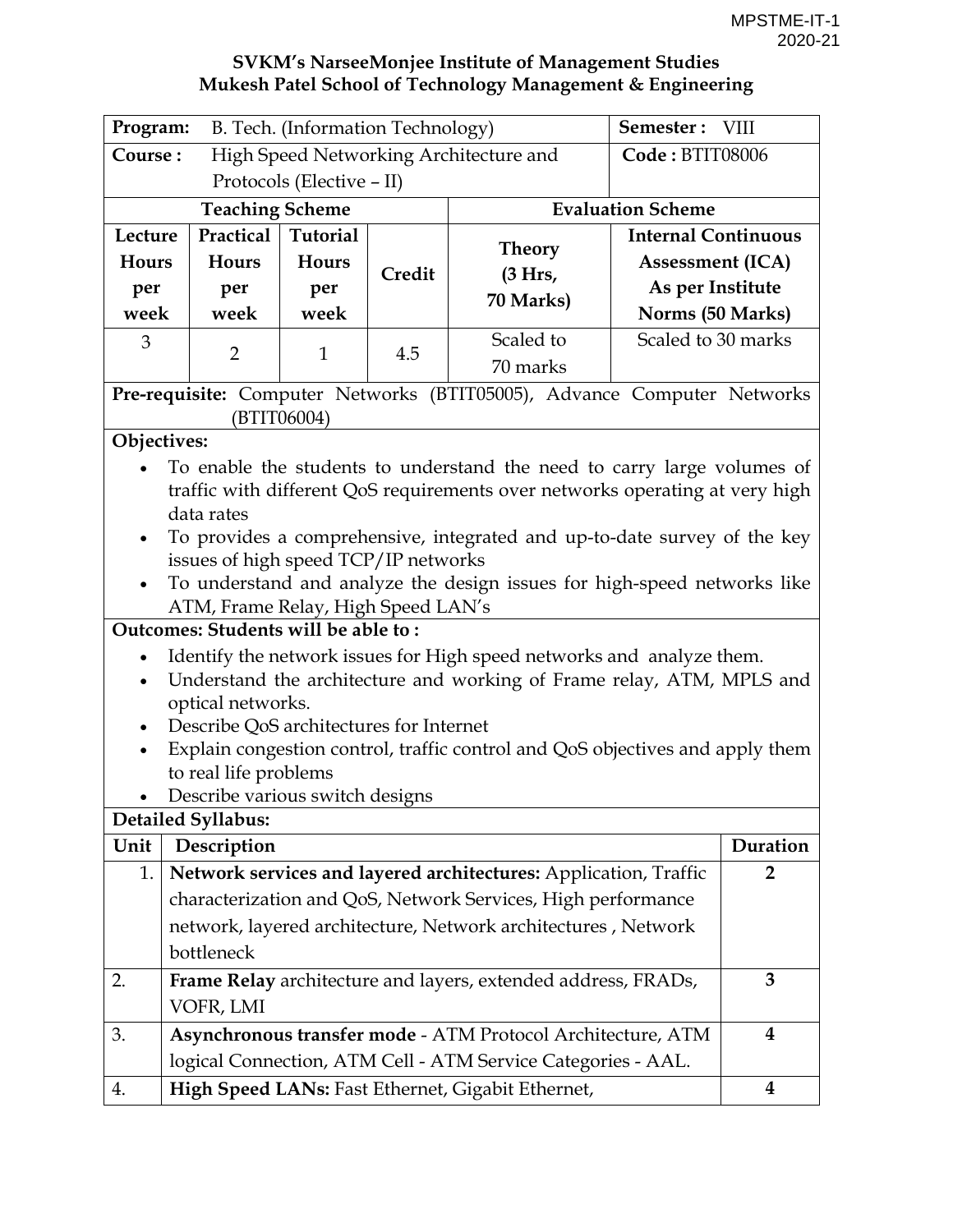**SVKM's NarseeMonjee Institute of Management Studies**
**Mukesh Patel School of Technology Management & Engineering**

| **Program:** B. Tech. (Information Technology) | | | | | **Semester :** VIII |
|---|---|---|---|---|---|
| **Course :** High Speed Networking Architecture and Protocols (Elective – II) | | | | | **Code :** BTIT08006 |
| **Teaching Scheme** | | | | **Evaluation Scheme** | |
| **Lecture Hours per week** | **Practical Hours per week** | **Tutorial Hours per week** | **Credit** | **Theory (3 Hrs, 70 Marks)** | **Internal Continuous Assessment (ICA) As per Institute Norms (50 Marks)** |
| 3 | 2 | 1 | 4.5 | Scaled to 70 marks | Scaled to 30 marks |

**Pre-requisite:** Computer Networks (BTIT05005), Advance Computer Networks (BTIT06004)

**Objectives:**

- To enable the students to understand the need to carry large volumes of traffic with different QoS requirements over networks operating at very high data rates
- To provides a comprehensive, integrated and up-to-date survey of the key issues of high speed TCP/IP networks
- To understand and analyze the design issues for high-speed networks like ATM, Frame Relay, High Speed LAN's

**Outcomes: Students will be able to :**

- Identify the network issues for High speed networks and analyze them.
- Understand the architecture and working of Frame relay, ATM, MPLS and optical networks.
- Describe QoS architectures for Internet
- Explain congestion control, traffic control and QoS objectives and apply them to real life problems
- Describe various switch designs

**Detailed Syllabus:**

| Unit | Description | Duration |
|---|---|---|
| 1. | **Network services and layered architectures:** Application, Traffic characterization and QoS, Network Services, High performance network, layered architecture, Network architectures , Network bottleneck | 2 |
| 2. | **Frame Relay** architecture and layers, extended address, FRADs, VOFR, LMI | 3 |
| 3. | **Asynchronous transfer mode** - ATM Protocol Architecture, ATM logical Connection, ATM Cell - ATM Service Categories - AAL. | 4 |
| 4. | **High Speed LANs:** Fast Ethernet, Gigabit Ethernet, | 4 |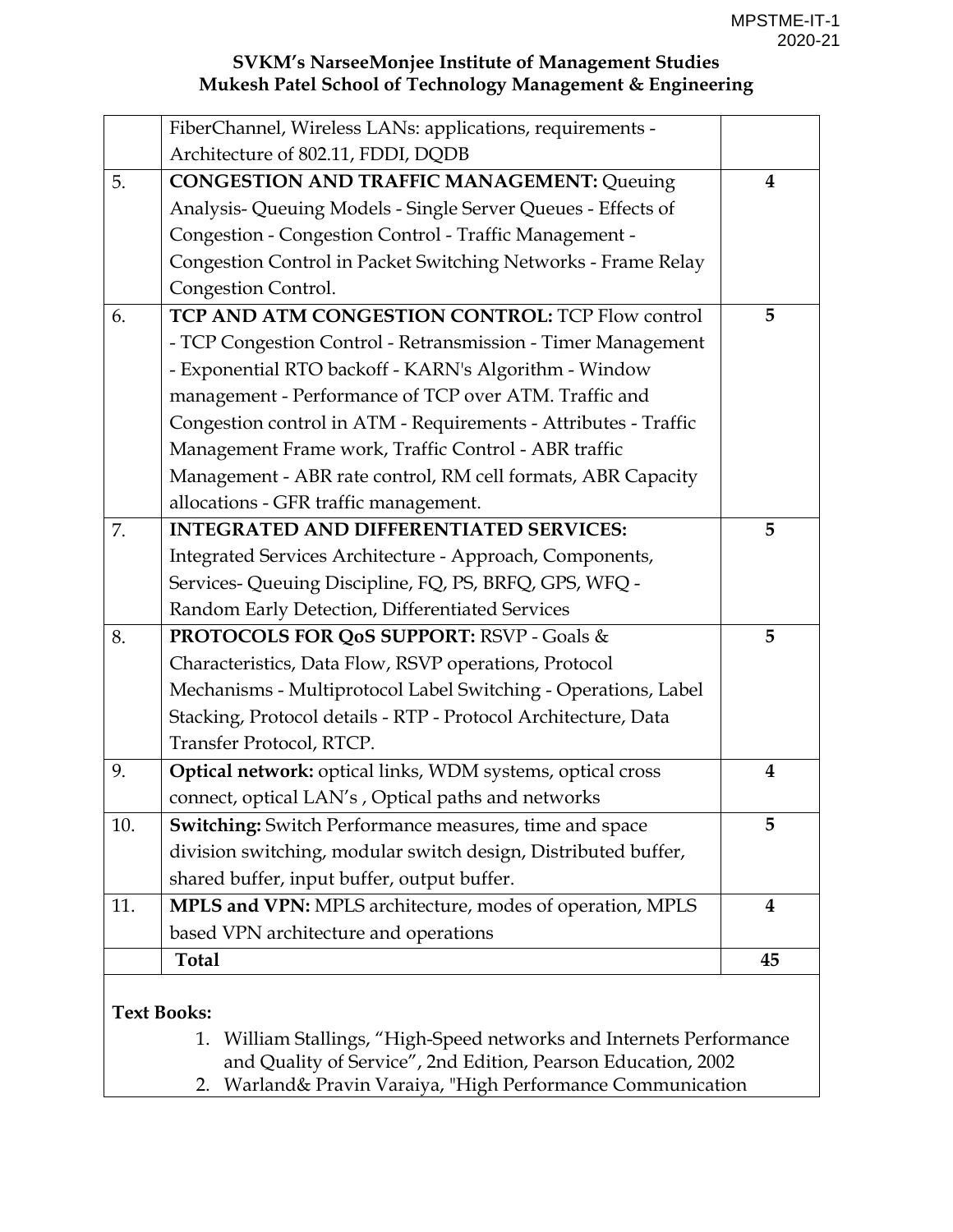**SVKM's NarseeMonjee Institute of Management Studies**
**Mukesh Patel School of Technology Management & Engineering**

| | | |
|---|---|---|
| | FiberChannel, Wireless LANs: applications, requirements - Architecture of 802.11, FDDI, DQDB | |
| 5. | **CONGESTION AND TRAFFIC MANAGEMENT:** Queuing Analysis- Queuing Models - Single Server Queues - Effects of Congestion - Congestion Control - Traffic Management - Congestion Control in Packet Switching Networks - Frame Relay Congestion Control. | 4 |
| 6. | **TCP AND ATM CONGESTION CONTROL:** TCP Flow control - TCP Congestion Control - Retransmission - Timer Management - Exponential RTO backoff - KARN's Algorithm - Window management - Performance of TCP over ATM. Traffic and Congestion control in ATM - Requirements - Attributes - Traffic Management Frame work, Traffic Control - ABR traffic Management - ABR rate control, RM cell formats, ABR Capacity allocations - GFR traffic management. | 5 |
| 7. | **INTEGRATED AND DIFFERENTIATED SERVICES:** Integrated Services Architecture - Approach, Components, Services- Queuing Discipline, FQ, PS, BRFQ, GPS, WFQ - Random Early Detection, Differentiated Services | 5 |
| 8. | **PROTOCOLS FOR QoS SUPPORT:** RSVP - Goals & Characteristics, Data Flow, RSVP operations, Protocol Mechanisms - Multiprotocol Label Switching - Operations, Label Stacking, Protocol details - RTP - Protocol Architecture, Data Transfer Protocol, RTCP. | 5 |
| 9. | **Optical network:** optical links, WDM systems, optical cross connect, optical LAN's , Optical paths and networks | 4 |
| 10. | **Switching:** Switch Performance measures, time and space division switching, modular switch design, Distributed buffer, shared buffer, input buffer, output buffer. | 5 |
| 11. | **MPLS and VPN:** MPLS architecture, modes of operation, MPLS based VPN architecture and operations | 4 |
| | **Total** | **45** |

**Text Books:**

1. William Stallings, "High-Speed networks and Internets Performance and Quality of Service", 2nd Edition, Pearson Education, 2002
2. Warland& Pravin Varaiya, "High Performance Communication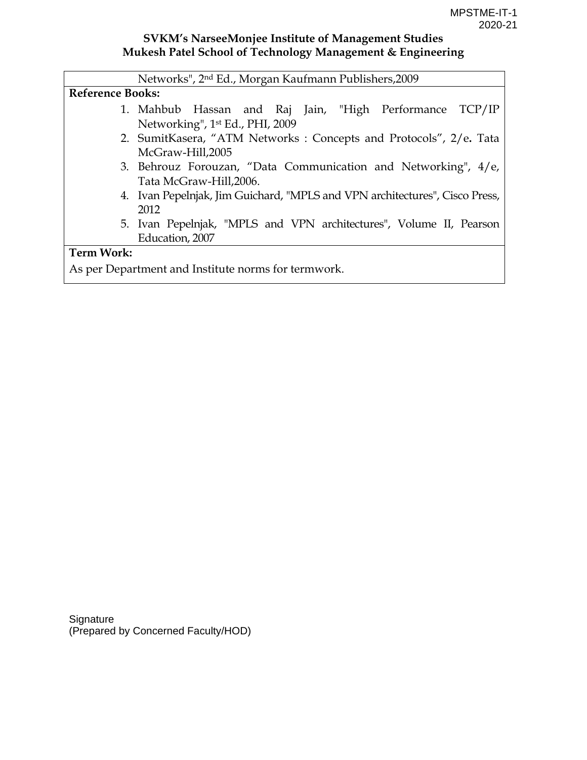Networks", 2nd Ed., Morgan Kaufmann Publishers,2009

**Reference Books:**

1. Mahbub Hassan and Raj Jain, "High Performance TCP/IP Networking", 1st Ed., PHI, 2009
2. SumitKasera, "ATM Networks : Concepts and Protocols", 2/e. Tata McGraw-Hill,2005
3. Behrouz Forouzan, "Data Communication and Networking", 4/e, Tata McGraw-Hill,2006.
4. Ivan Pepelnjak, Jim Guichard, "MPLS and VPN architectures", Cisco Press, 2012
5. Ivan Pepelnjak, "MPLS and VPN architectures", Volume II, Pearson Education, 2007

**Term Work:**

As per Department and Institute norms for termwork.

Signature
(Prepared by Concerned Faculty/HOD)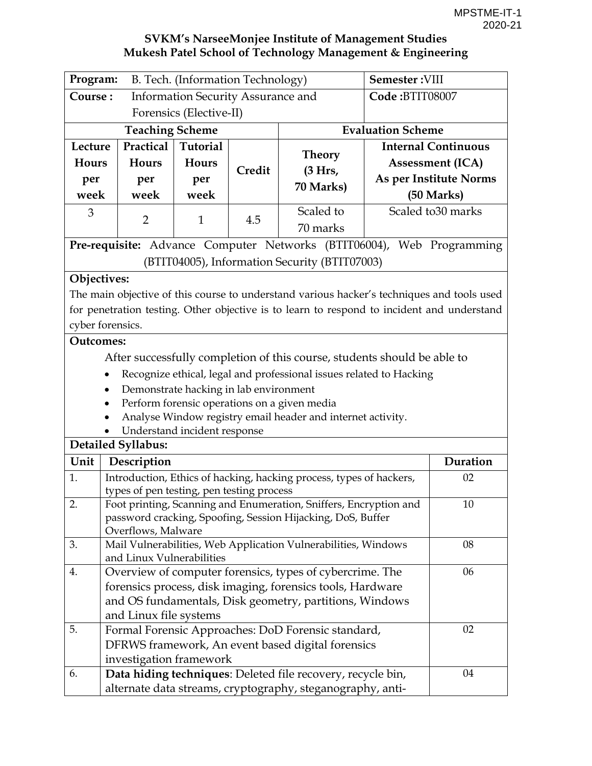**SVKM's NarseeMonjee Institute of Management Studies**
**Mukesh Patel School of Technology Management & Engineering**

| **Program:** B. Tech. (Information Technology) | | | | **Semester :**VIII | |
|---|---|---|---|---|---|
| **Course :** Information Security Assurance and Forensics (Elective-II) | | | | **Code :**BTIT08007 | |
| **Teaching Scheme** | | | | **Evaluation Scheme** | |
| **Lecture Hours per week** | **Practical Hours per week** | **Tutorial Hours per week** | **Credit** | **Theory (3 Hrs, 70 Marks)** | **Internal Continuous Assessment (ICA) As per Institute Norms (50 Marks)** |
| 3 | 2 | 1 | 4.5 | Scaled to 70 marks | Scaled to30 marks |

**Pre-requisite:** Advance Computer Networks (BTIT06004), Web Programming (BTIT04005), Information Security (BTIT07003)

**Objectives:**

The main objective of this course to understand various hacker's techniques and tools used for penetration testing. Other objective is to learn to respond to incident and understand cyber forensics.

**Outcomes:**

After successfully completion of this course, students should be able to

- Recognize ethical, legal and professional issues related to Hacking
- Demonstrate hacking in lab environment
- Perform forensic operations on a given media
- Analyse Window registry email header and internet activity.
- Understand incident response

**Detailed Syllabus:**

| Unit | Description | Duration |
|---|---|---|
| 1. | Introduction, Ethics of hacking, hacking process, types of hackers, types of pen testing, pen testing process | 02 |
| 2. | Foot printing, Scanning and Enumeration, Sniffers, Encryption and password cracking, Spoofing, Session Hijacking, DoS, Buffer Overflows, Malware | 10 |
| 3. | Mail Vulnerabilities, Web Application Vulnerabilities, Windows and Linux Vulnerabilities | 08 |
| 4. | Overview of computer forensics, types of cybercrime. The forensics process, disk imaging, forensics tools, Hardware and OS fundamentals, Disk geometry, partitions, Windows and Linux file systems | 06 |
| 5. | Formal Forensic Approaches: DoD Forensic standard, DFRWS framework, An event based digital forensics investigation framework | 02 |
| 6. | **Data hiding techniques**: Deleted file recovery, recycle bin, alternate data streams, cryptography, steganography, anti- | 04 |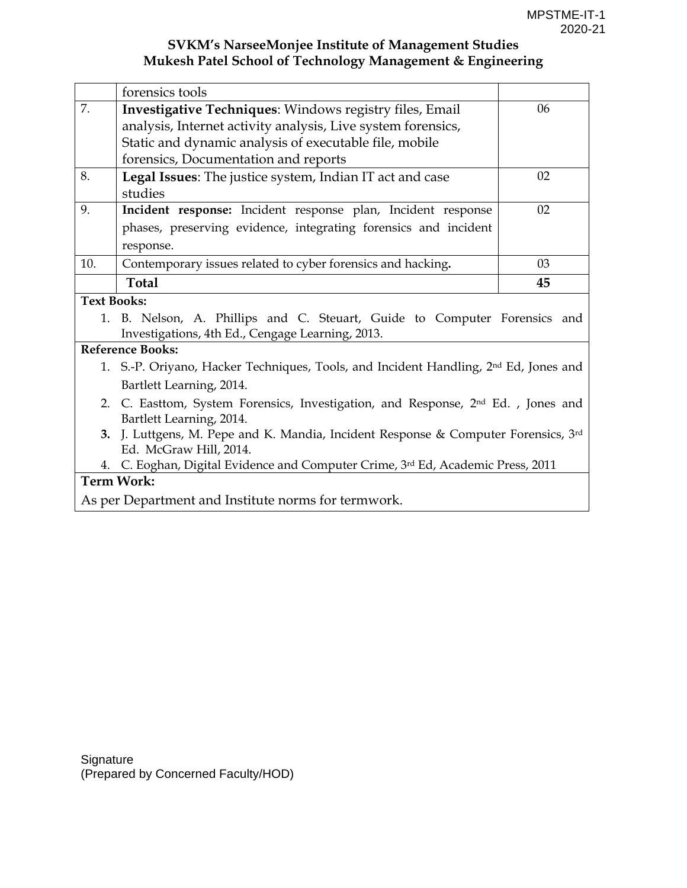| | | |
|---|---|---|
| | forensics tools | |
| 7. | **Investigative Techniques**: Windows registry files, Email analysis, Internet activity analysis, Live system forensics, Static and dynamic analysis of executable file, mobile forensics, Documentation and reports | 06 |
| 8. | **Legal Issues**: The justice system, Indian IT act and case studies | 02 |
| 9. | **Incident response:** Incident response plan, Incident response phases, preserving evidence, integrating forensics and incident response. | 02 |
| 10. | Contemporary issues related to cyber forensics and hacking**.** | 03 |
| | **Total** | **45** |

**Text Books:**

1. B. Nelson, A. Phillips and C. Steuart, Guide to Computer Forensics and Investigations, 4th Ed., Cengage Learning, 2013.

**Reference Books:**

1. S.-P. Oriyano, Hacker Techniques, Tools, and Incident Handling, 2nd Ed, Jones and Bartlett Learning, 2014.
2. C. Easttom, System Forensics, Investigation, and Response, 2nd Ed. , Jones and Bartlett Learning, 2014.
3. J. Luttgens, M. Pepe and K. Mandia, Incident Response & Computer Forensics, 3rd Ed. McGraw Hill, 2014.
4. C. Eoghan, Digital Evidence and Computer Crime, 3rd Ed, Academic Press, 2011

**Term Work:**

As per Department and Institute norms for termwork.

Signature
(Prepared by Concerned Faculty/HOD)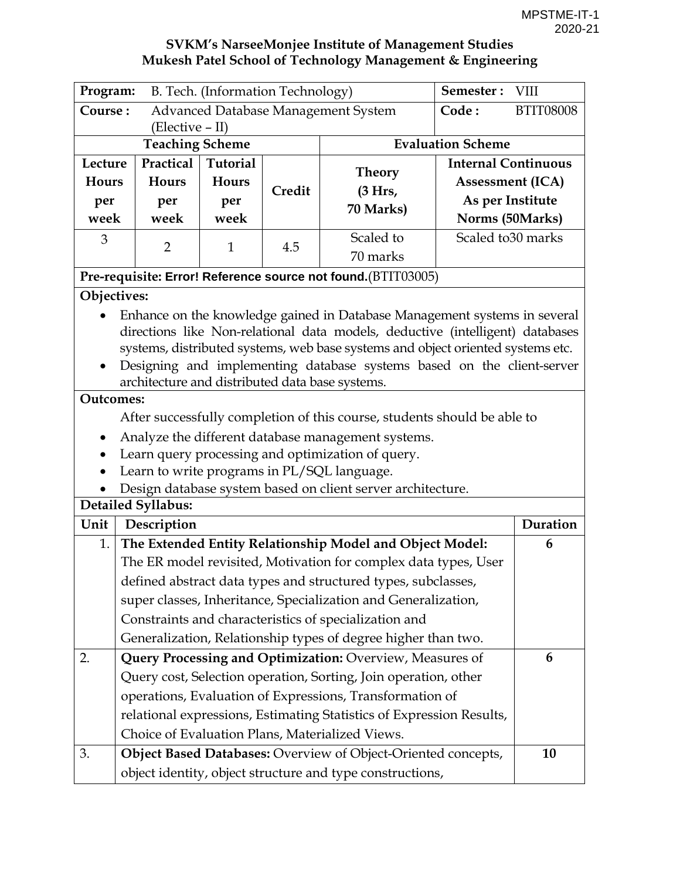MPSTME-IT-1
2020-21

**SVKM's NarseeMonjee Institute of Management Studies**
**Mukesh Patel School of Technology Management & Engineering**

| **Program:** | B. Tech. (Information Technology) | | | **Semester :** | VIII |
|---|---|---|---|---|---|
| **Course :** | Advanced Database Management System (Elective – II) | | | **Code :** | BTIT08008 |
| **Teaching Scheme** | | | | **Evaluation Scheme** | |
| **Lecture Hours per week** | **Practical Hours per week** | **Tutorial Hours per week** | **Credit** | **Theory (3 Hrs, 70 Marks)** | **Internal Continuous Assessment (ICA) As per Institute Norms (50Marks)** |
| 3 | 2 | 1 | 4.5 | Scaled to 70 marks | Scaled to30 marks |

**Pre-requisite: Error! Reference source not found.**(BTIT03005)

**Objectives:**

- Enhance on the knowledge gained in Database Management systems in several directions like Non-relational data models, deductive (intelligent) databases systems, distributed systems, web base systems and object oriented systems etc.
- Designing and implementing database systems based on the client-server architecture and distributed data base systems.

**Outcomes:**

After successfully completion of this course, students should be able to

- Analyze the different database management systems.
- Learn query processing and optimization of query.
- Learn to write programs in PL/SQL language.
- Design database system based on client server architecture.

**Detailed Syllabus:**

| Unit | Description | Duration |
|---|---|---|
| 1. | **The Extended Entity Relationship Model and Object Model:** The ER model revisited, Motivation for complex data types, User defined abstract data types and structured types, subclasses, super classes, Inheritance, Specialization and Generalization, Constraints and characteristics of specialization and Generalization, Relationship types of degree higher than two. | **6** |
| 2. | **Query Processing and Optimization:** Overview, Measures of Query cost, Selection operation, Sorting, Join operation, other operations, Evaluation of Expressions, Transformation of relational expressions, Estimating Statistics of Expression Results, Choice of Evaluation Plans, Materialized Views. | **6** |
| 3. | **Object Based Databases:** Overview of Object-Oriented concepts, object identity, object structure and type constructions, | **10** |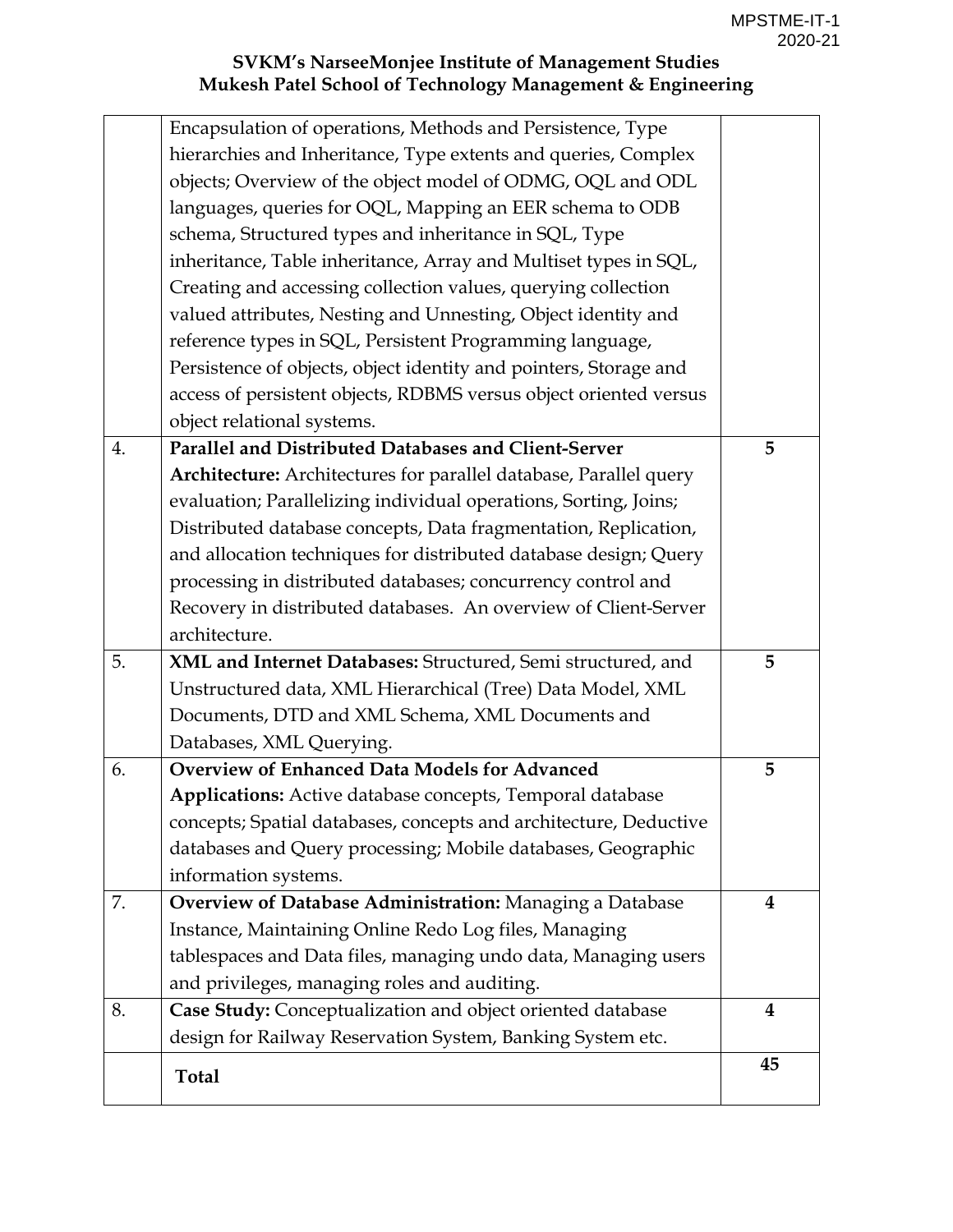| | | |
|---|---|---|
| | Encapsulation of operations, Methods and Persistence, Type hierarchies and Inheritance, Type extents and queries, Complex objects; Overview of the object model of ODMG, OQL and ODL languages, queries for OQL, Mapping an EER schema to ODB schema, Structured types and inheritance in SQL, Type inheritance, Table inheritance, Array and Multiset types in SQL, Creating and accessing collection values, querying collection valued attributes, Nesting and Unnesting, Object identity and reference types in SQL, Persistent Programming language, Persistence of objects, object identity and pointers, Storage and access of persistent objects, RDBMS versus object oriented versus object relational systems. | |
| 4. | **Parallel and Distributed Databases and Client-Server Architecture:** Architectures for parallel database, Parallel query evaluation; Parallelizing individual operations, Sorting, Joins; Distributed database concepts, Data fragmentation, Replication, and allocation techniques for distributed database design; Query processing in distributed databases; concurrency control and Recovery in distributed databases. An overview of Client-Server architecture. | **5** |
| 5. | **XML and Internet Databases:** Structured, Semi structured, and Unstructured data, XML Hierarchical (Tree) Data Model, XML Documents, DTD and XML Schema, XML Documents and Databases, XML Querying. | **5** |
| 6. | **Overview of Enhanced Data Models for Advanced Applications:** Active database concepts, Temporal database concepts; Spatial databases, concepts and architecture, Deductive databases and Query processing; Mobile databases, Geographic information systems. | **5** |
| 7. | **Overview of Database Administration:** Managing a Database Instance, Maintaining Online Redo Log files, Managing tablespaces and Data files, managing undo data, Managing users and privileges, managing roles and auditing. | **4** |
| 8. | **Case Study:** Conceptualization and object oriented database design for Railway Reservation System, Banking System etc. | **4** |
| | **Total** | **45** |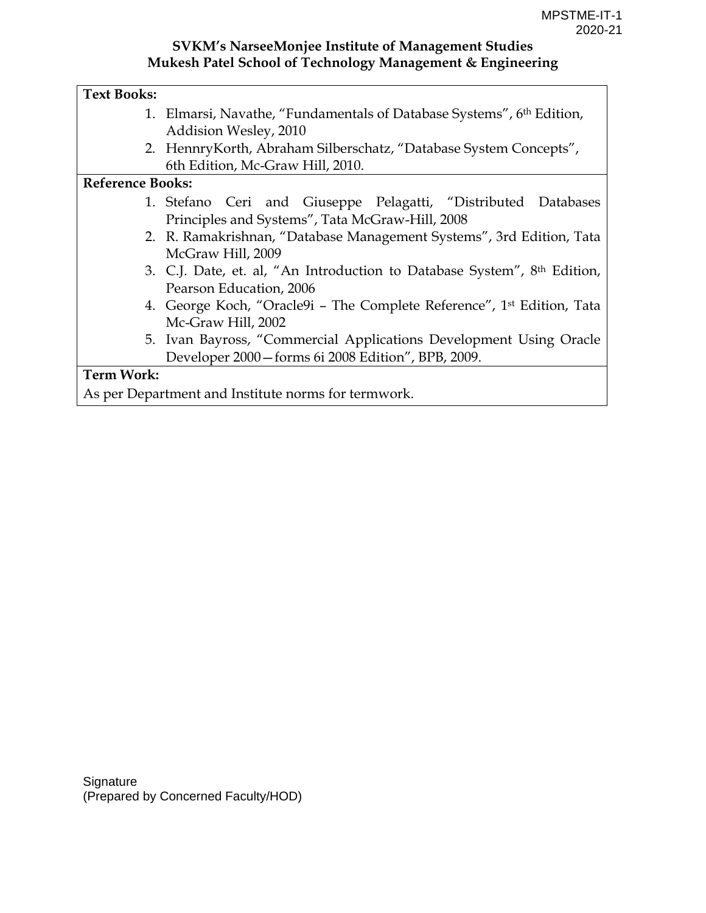**SVKM's NarseeMonjee Institute of Management Studies**
**Mukesh Patel School of Technology Management & Engineering**

**Text Books:**

1. Elmarsi, Navathe, "Fundamentals of Database Systems", 6th Edition, Addision Wesley, 2010
2. HenryKorth, Abraham Silberschatz, "Database System Concepts", 6th Edition, Mc-Graw Hill, 2010.

**Reference Books:**

1. Stefano Ceri and Giuseppe Pelagatti, "Distributed Databases Principles and Systems", Tata McGraw-Hill, 2008
2. R. Ramakrishnan, "Database Management Systems", 3rd Edition, Tata McGraw Hill, 2009
3. C.J. Date, et. al, "An Introduction to Database System", 8th Edition, Pearson Education, 2006
4. George Koch, "Oracle9i – The Complete Reference", 1st Edition, Tata Mc-Graw Hill, 2002
5. Ivan Bayross, "Commercial Applications Development Using Oracle Developer 2000—forms 6i 2008 Edition", BPB, 2009.

**Term Work:**

As per Department and Institute norms for termwork.

Signature
(Prepared by Concerned Faculty/HOD)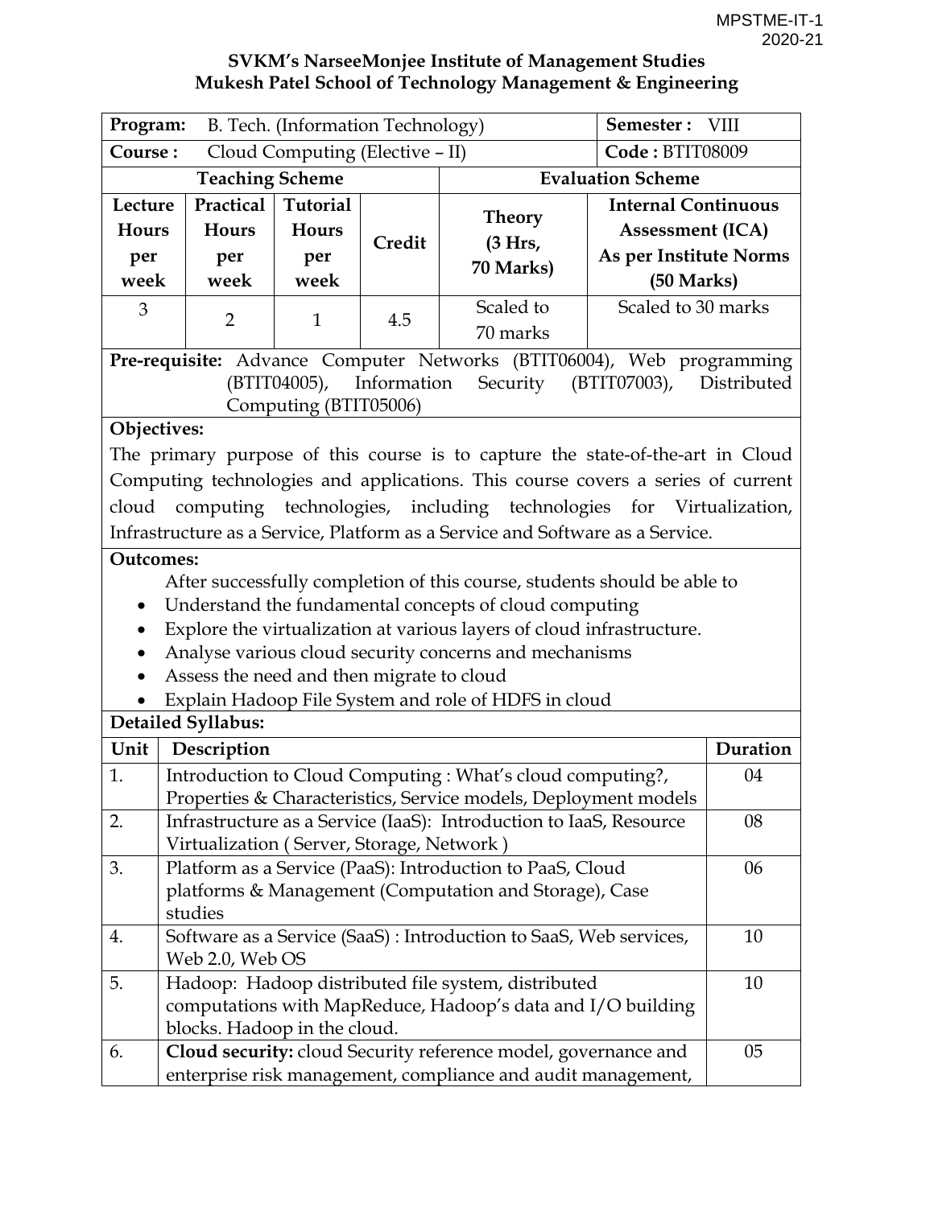MPSTME-IT-1
2020-21

**SVKM's NarseeMonjee Institute of Management Studies**
**Mukesh Patel School of Technology Management & Engineering**

| **Program:** B. Tech. (Information Technology) | | | | | **Semester :** VIII |
|---|---|---|---|---|---|
| **Course :** Cloud Computing (Elective – II) | | | | | **Code :** BTIT08009 |
| **Teaching Scheme** | | | | **Evaluation Scheme** | |
| **Lecture Hours per week** | **Practical Hours per week** | **Tutorial Hours per week** | **Credit** | **Theory (3 Hrs, 70 Marks)** | **Internal Continuous Assessment (ICA) As per Institute Norms (50 Marks)** |
| 3 | 2 | 1 | 4.5 | Scaled to 70 marks | Scaled to 30 marks |

**Pre-requisite:** Advance Computer Networks (BTIT06004), Web programming (BTIT04005), Information Security (BTIT07003), Distributed Computing (BTIT05006)

**Objectives:**

The primary purpose of this course is to capture the state-of-the-art in Cloud Computing technologies and applications. This course covers a series of current cloud computing technologies, including technologies for Virtualization, Infrastructure as a Service, Platform as a Service and Software as a Service.

**Outcomes:**

After successfully completion of this course, students should be able to

- Understand the fundamental concepts of cloud computing
- Explore the virtualization at various layers of cloud infrastructure.
- Analyse various cloud security concerns and mechanisms
- Assess the need and then migrate to cloud
- Explain Hadoop File System and role of HDFS in cloud

**Detailed Syllabus:**

| Unit | Description | Duration |
|---|---|---|
| 1. | Introduction to Cloud Computing : What's cloud computing?, Properties & Characteristics, Service models, Deployment models | 04 |
| 2. | Infrastructure as a Service (IaaS): Introduction to IaaS, Resource Virtualization ( Server, Storage, Network ) | 08 |
| 3. | Platform as a Service (PaaS): Introduction to PaaS, Cloud platforms & Management (Computation and Storage), Case studies | 06 |
| 4. | Software as a Service (SaaS) : Introduction to SaaS, Web services, Web 2.0, Web OS | 10 |
| 5. | Hadoop: Hadoop distributed file system, distributed computations with MapReduce, Hadoop's data and I/O building blocks. Hadoop in the cloud. | 10 |
| 6. | **Cloud security:** cloud Security reference model, governance and enterprise risk management, compliance and audit management, | 05 |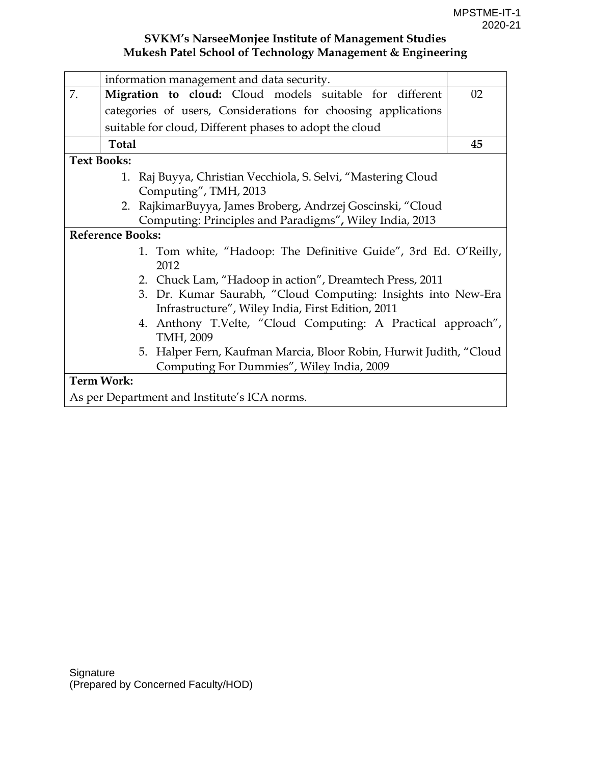| | | |
|---|---|---|
| | information management and data security. | |
| 7. | **Migration to cloud:** Cloud models suitable for different categories of users, Considerations for choosing applications suitable for cloud, Different phases to adopt the cloud | 02 |
| | **Total** | **45** |

**Text Books:**

1. Raj Buyya, Christian Vecchiola, S. Selvi, "Mastering Cloud Computing", TMH, 2013
2. RajkimarBuyya, James Broberg, Andrzej Goscinski, "Cloud Computing: Principles and Paradigms", Wiley India, 2013

**Reference Books:**

1. Tom white, "Hadoop: The Definitive Guide", 3rd Ed. O'Reilly, 2012
2. Chuck Lam, "Hadoop in action", Dreamtech Press, 2011
3. Dr. Kumar Saurabh, "Cloud Computing: Insights into New-Era Infrastructure", Wiley India, First Edition, 2011
4. Anthony T.Velte, "Cloud Computing: A Practical approach", TMH, 2009
5. Halper Fern, Kaufman Marcia, Bloor Robin, Hurwit Judith, "Cloud Computing For Dummies", Wiley India, 2009

**Term Work:**

As per Department and Institute's ICA norms.

Signature
(Prepared by Concerned Faculty/HOD)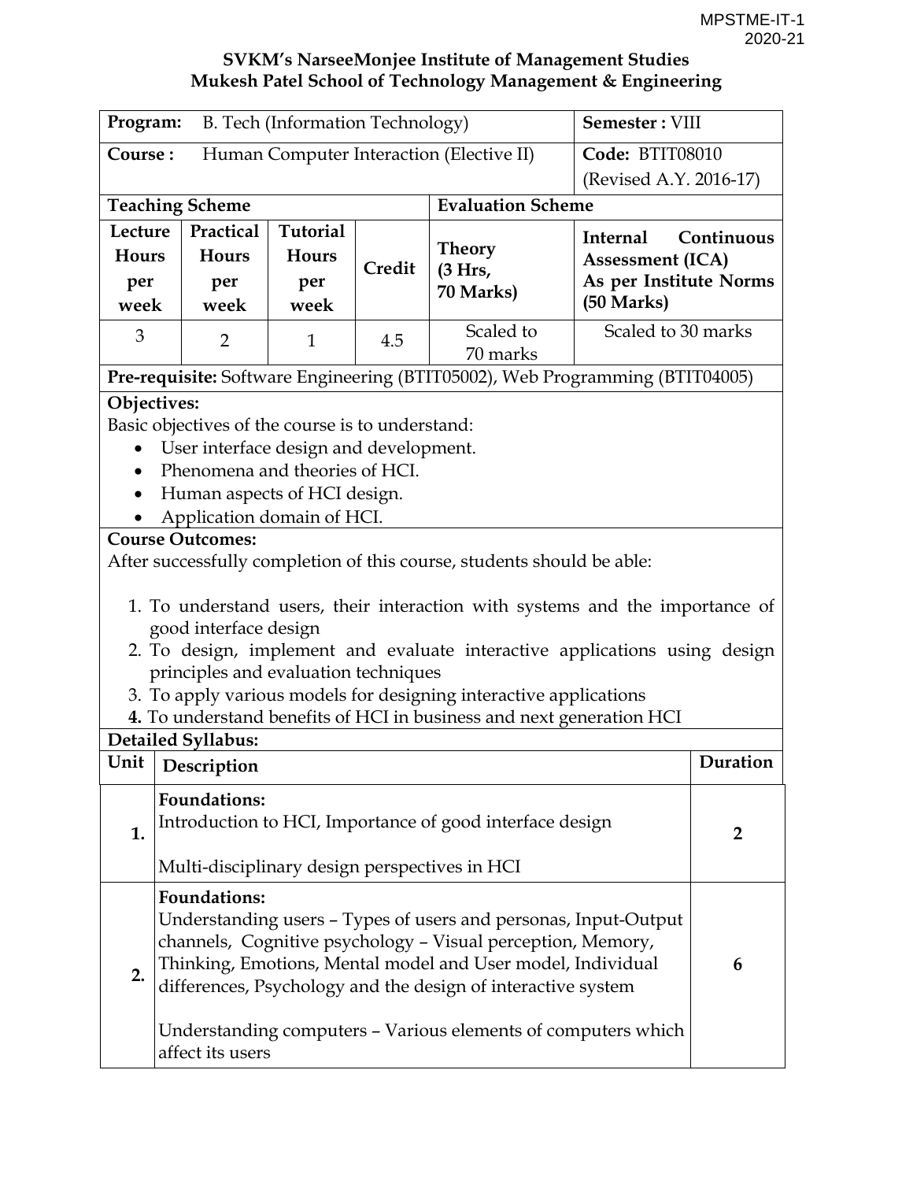**SVKM's NarseeMonjee Institute of Management Studies**
**Mukesh Patel School of Technology Management & Engineering**

| **Program:** B. Tech (Information Technology) | | | | | **Semester :** VIII |
|---|---|---|---|---|---|
| **Course :** Human Computer Interaction (Elective II) | | | | | **Code:** BTIT08010 (Revised A.Y. 2016-17) |
| **Teaching Scheme** | | | | **Evaluation Scheme** | |
| **Lecture Hours per week** | **Practical Hours per week** | **Tutorial Hours per week** | **Credit** | **Theory (3 Hrs, 70 Marks)** | **Internal Continuous Assessment (ICA) As per Institute Norms (50 Marks)** |
| 3 | 2 | 1 | 4.5 | Scaled to 70 marks | Scaled to 30 marks |

**Pre-requisite:** Software Engineering (BTIT05002), Web Programming (BTIT04005)

**Objectives:**

Basic objectives of the course is to understand:

- User interface design and development.
- Phenomena and theories of HCI.
- Human aspects of HCI design.
- Application domain of HCI.

**Course Outcomes:**

After successfully completion of this course, students should be able:

1. To understand users, their interaction with systems and the importance of good interface design
2. To design, implement and evaluate interactive applications using design principles and evaluation techniques
3. To apply various models for designing interactive applications
4. To understand benefits of HCI in business and next generation HCI

**Detailed Syllabus:**

| Unit | Description | Duration |
|---|---|---|
| **1.** | **Foundations:** Introduction to HCI, Importance of good interface design<br><br>Multi-disciplinary design perspectives in HCI | **2** |
| **2.** | **Foundations:** Understanding users – Types of users and personas, Input-Output channels, Cognitive psychology – Visual perception, Memory, Thinking, Emotions, Mental model and User model, Individual differences, Psychology and the design of interactive system<br><br>Understanding computers – Various elements of computers which affect its users | **6** |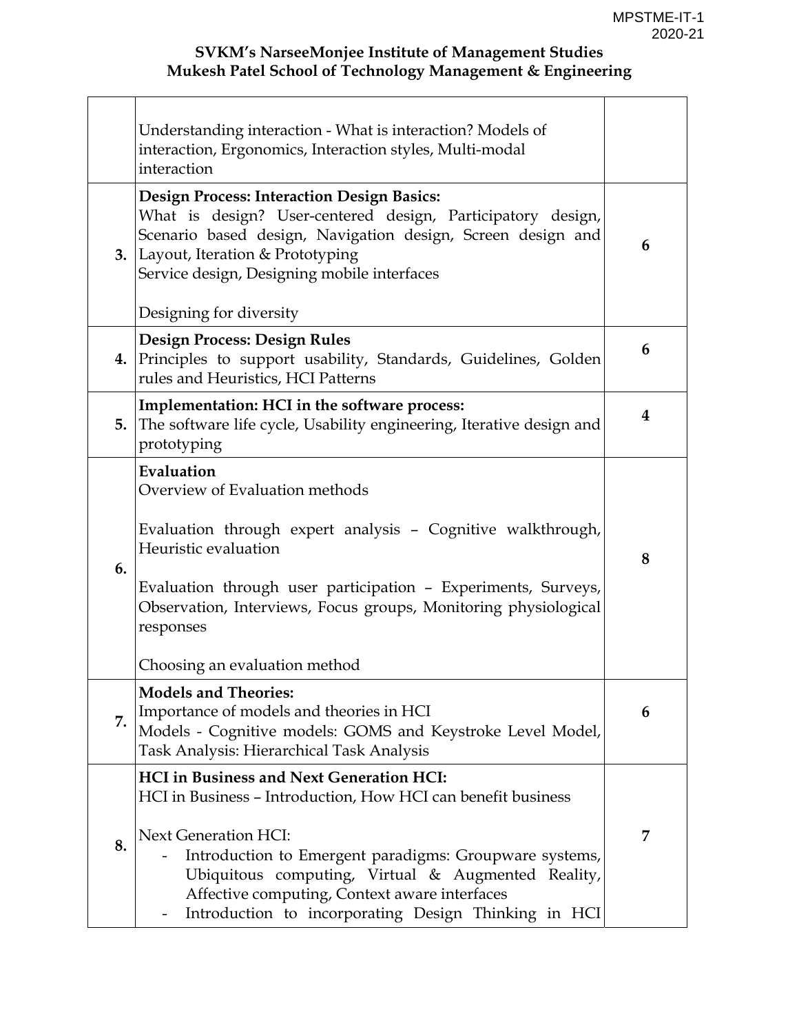**SVKM's NarseeMonjee Institute of Management Studies**
**Mukesh Patel School of Technology Management & Engineering**

| | | |
|---|---|---|
| | Understanding interaction - What is interaction? Models of interaction, Ergonomics, Interaction styles, Multi-modal interaction | |
| 3. | **Design Process: Interaction Design Basics:** What is design? User-centered design, Participatory design, Scenario based design, Navigation design, Screen design and Layout, Iteration & Prototyping Service design, Designing mobile interfaces<br><br>Designing for diversity | 6 |
| 4. | **Design Process: Design Rules** Principles to support usability, Standards, Guidelines, Golden rules and Heuristics, HCI Patterns | 6 |
| 5. | **Implementation: HCI in the software process:** The software life cycle, Usability engineering, Iterative design and prototyping | 4 |
| 6. | **Evaluation** Overview of Evaluation methods<br><br>Evaluation through expert analysis – Cognitive walkthrough, Heuristic evaluation<br><br>Evaluation through user participation – Experiments, Surveys, Observation, Interviews, Focus groups, Monitoring physiological responses<br><br>Choosing an evaluation method | 8 |
| 7. | **Models and Theories:** Importance of models and theories in HCI Models - Cognitive models: GOMS and Keystroke Level Model, Task Analysis: Hierarchical Task Analysis | 6 |
| 8. | **HCI in Business and Next Generation HCI:** HCI in Business – Introduction, How HCI can benefit business<br><br>Next Generation HCI:<br>- Introduction to Emergent paradigms: Groupware systems, Ubiquitous computing, Virtual & Augmented Reality, Affective computing, Context aware interfaces<br>- Introduction to incorporating Design Thinking in HCI | 7 |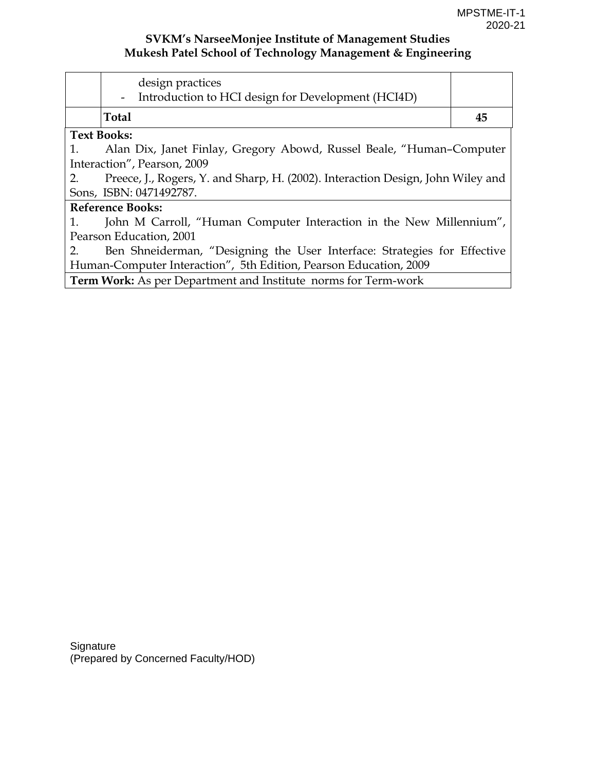**SVKM's NarseeMonjee Institute of Management Studies**
**Mukesh Patel School of Technology Management & Engineering**

| | | |
|---|---|---|
| | design practices<br>- Introduction to HCI design for Development (HCI4D) | |
| | **Total** | **45** |

**Text Books:**

1. Alan Dix, Janet Finlay, Gregory Abowd, Russel Beale, "Human–Computer Interaction", Pearson, 2009
2. Preece, J., Rogers, Y. and Sharp, H. (2002). Interaction Design, John Wiley and Sons, ISBN: 0471492787.

**Reference Books:**

1. John M Carroll, "Human Computer Interaction in the New Millennium", Pearson Education, 2001
2. Ben Shneiderman, "Designing the User Interface: Strategies for Effective Human-Computer Interaction", 5th Edition, Pearson Education, 2009

**Term Work:** As per Department and Institute norms for Term-work

Signature
(Prepared by Concerned Faculty/HOD)